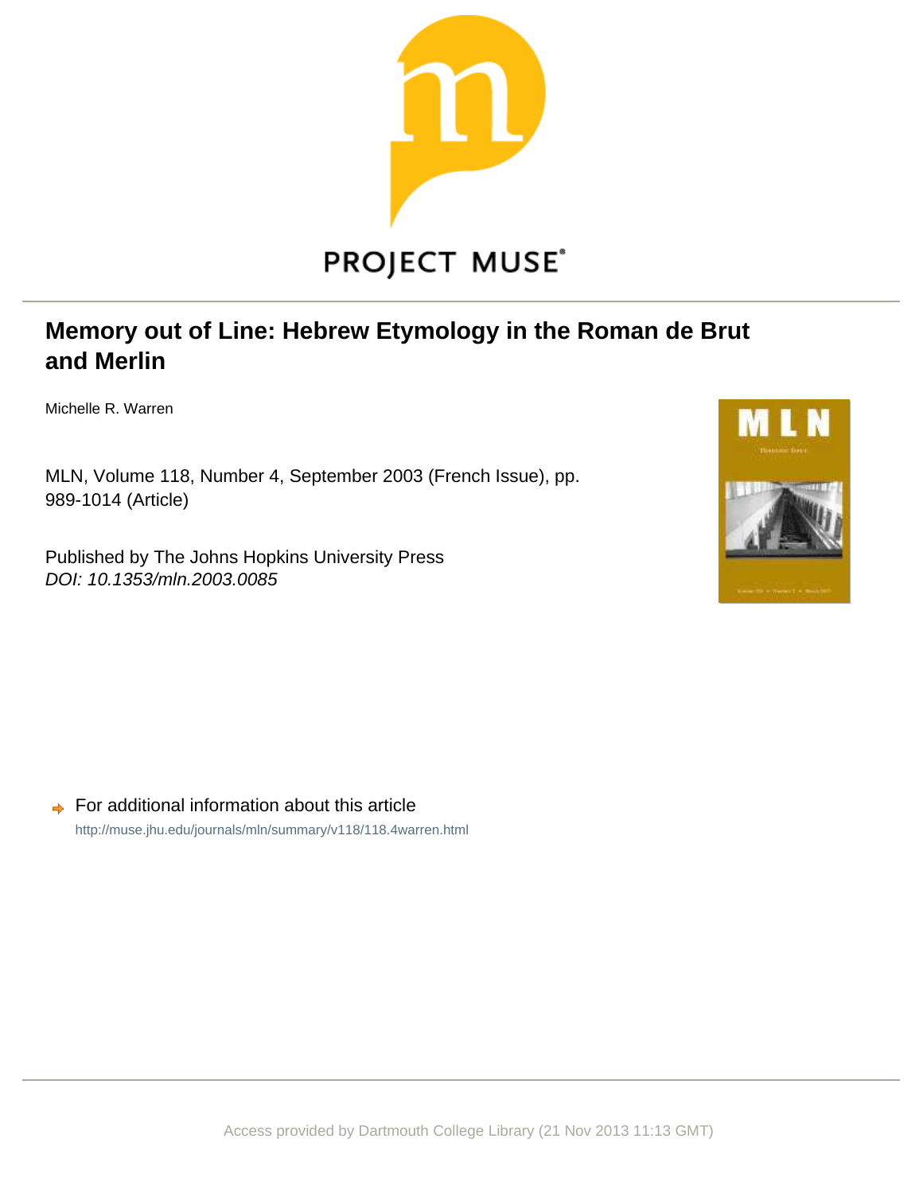PROJECT MUSE

# Memory out of Line: Hebrew Etymology in the Roman de Brut and Merlin

Michelle R. Warren

MLN, Volume 118, Number 4, September 2003 (French Issue), pp. 989-1014 (Article)

Published by The Johns Hopkins University Press
*DOI: 10.1353/mln.2003.0085*

For additional information about this article

http://muse.jhu.edu/journals/mln/summary/v118/118.4warren.html

Access provided by Dartmouth College Library (21 Nov 2013 11:13 GMT)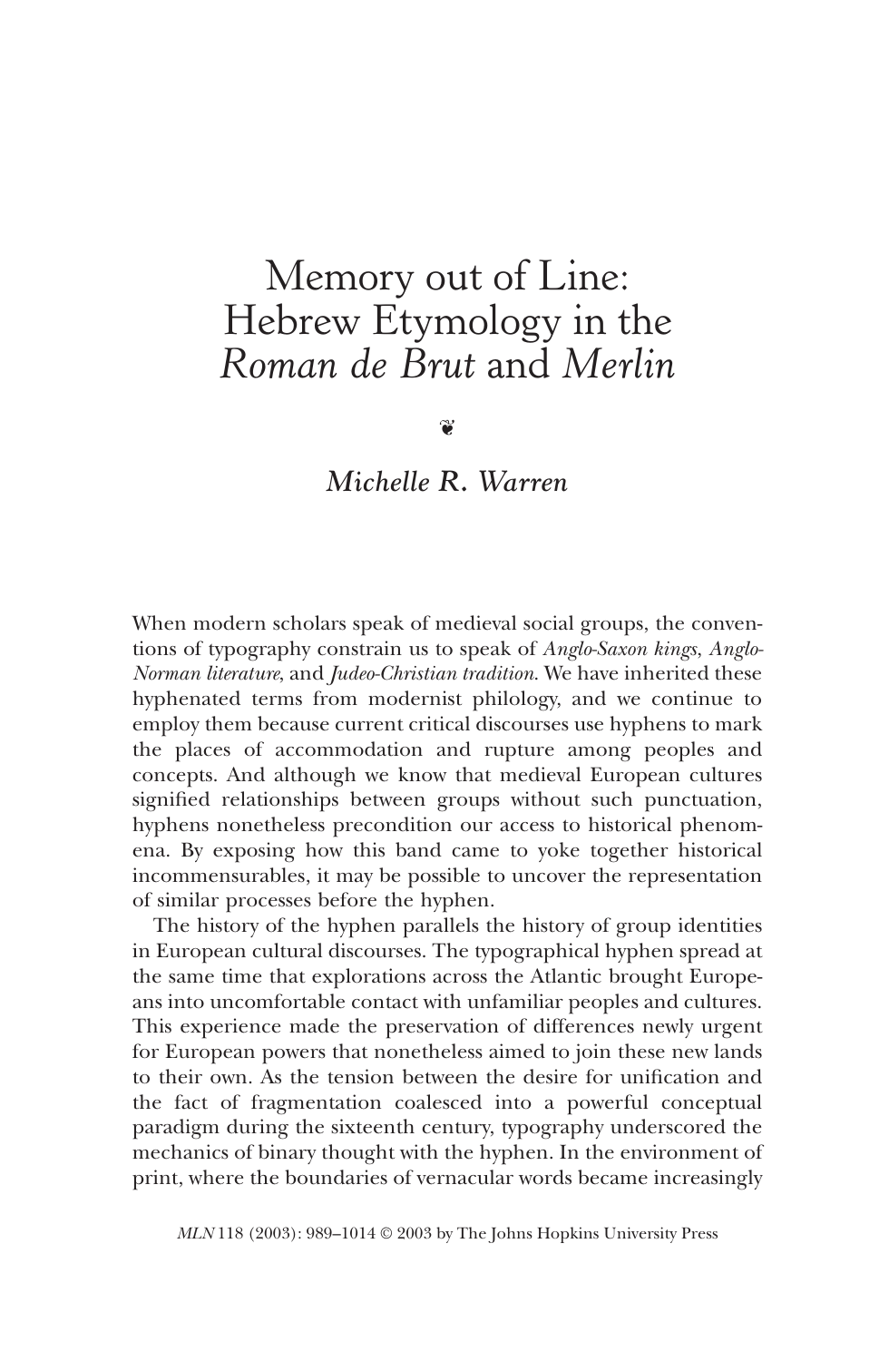# Memory out of Line: Hebrew Etymology in the *Roman de Brut* and *Merlin*

❦

*Michelle R. Warren*

When modern scholars speak of medieval social groups, the conventions of typography constrain us to speak of *Anglo-Saxon kings*, *Anglo-Norman literature*, and *Judeo-Christian tradition*. We have inherited these hyphenated terms from modernist philology, and we continue to employ them because current critical discourses use hyphens to mark the places of accommodation and rupture among peoples and concepts. And although we know that medieval European cultures signified relationships between groups without such punctuation, hyphens nonetheless precondition our access to historical phenomena. By exposing how this band came to yoke together historical incommensurables, it may be possible to uncover the representation of similar processes before the hyphen.

The history of the hyphen parallels the history of group identities in European cultural discourses. The typographical hyphen spread at the same time that explorations across the Atlantic brought Europeans into uncomfortable contact with unfamiliar peoples and cultures. This experience made the preservation of differences newly urgent for European powers that nonetheless aimed to join these new lands to their own. As the tension between the desire for unification and the fact of fragmentation coalesced into a powerful conceptual paradigm during the sixteenth century, typography underscored the mechanics of binary thought with the hyphen. In the environment of print, where the boundaries of vernacular words became increasingly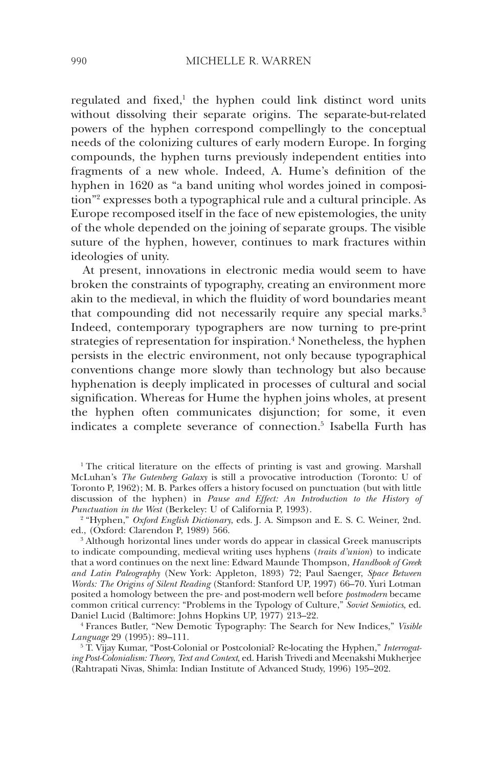regulated and fixed,[1] the hyphen could link distinct word units without dissolving their separate origins. The separate-but-related powers of the hyphen correspond compellingly to the conceptual needs of the colonizing cultures of early modern Europe. In forging compounds, the hyphen turns previously independent entities into fragments of a new whole. Indeed, A. Hume's definition of the hyphen in 1620 as "a band uniting whol wordes joined in composition"[2] expresses both a typographical rule and a cultural principle. As Europe recomposed itself in the face of new epistemologies, the unity of the whole depended on the joining of separate groups. The visible suture of the hyphen, however, continues to mark fractures within ideologies of unity.

At present, innovations in electronic media would seem to have broken the constraints of typography, creating an environment more akin to the medieval, in which the fluidity of word boundaries meant that compounding did not necessarily require any special marks.[3] Indeed, contemporary typographers are now turning to pre-print strategies of representation for inspiration.[4] Nonetheless, the hyphen persists in the electric environment, not only because typographical conventions change more slowly than technology but also because hyphenation is deeply implicated in processes of cultural and social signification. Whereas for Hume the hyphen joins wholes, at present the hyphen often communicates disjunction; for some, it even indicates a complete severance of connection.[5] Isabella Furth has

---

[1] The critical literature on the effects of printing is vast and growing. Marshall McLuhan's *The Gutenberg Galaxy* is still a provocative introduction (Toronto: U of Toronto P, 1962); M. B. Parkes offers a history focused on punctuation (but with little discussion of the hyphen) in *Pause and Effect: An Introduction to the History of Punctuation in the West* (Berkeley: U of California P, 1993).

[2] "Hyphen," *Oxford English Dictionary*, eds. J. A. Simpson and E. S. C. Weiner, 2nd. ed., (Oxford: Clarendon P, 1989) 566.

[3] Although horizontal lines under words do appear in classical Greek manuscripts to indicate compounding, medieval writing uses hyphens (*traits d'union*) to indicate that a word continues on the next line: Edward Maunde Thompson, *Handbook of Greek and Latin Paleography* (New York: Appleton, 1893) 72; Paul Saenger, *Space Between Words: The Origins of Silent Reading* (Stanford: Stanford UP, 1997) 66–70. Yuri Lotman posited a homology between the pre- and post-modern well before *postmodern* became common critical currency: "Problems in the Typology of Culture," *Soviet Semiotics*, ed. Daniel Lucid (Baltimore: Johns Hopkins UP, 1977) 213–22.

[4] Frances Butler, "New Demotic Typography: The Search for New Indices," *Visible Language* 29 (1995): 89–111.

[5] T. Vijay Kumar, "Post-Colonial or Postcolonial? Re-locating the Hyphen," *Interrogating Post-Colonialism: Theory, Text and Context*, ed. Harish Trivedi and Meenakshi Mukherjee (Rahtrapati Nivas, Shimla: Indian Institute of Advanced Study, 1996) 195–202.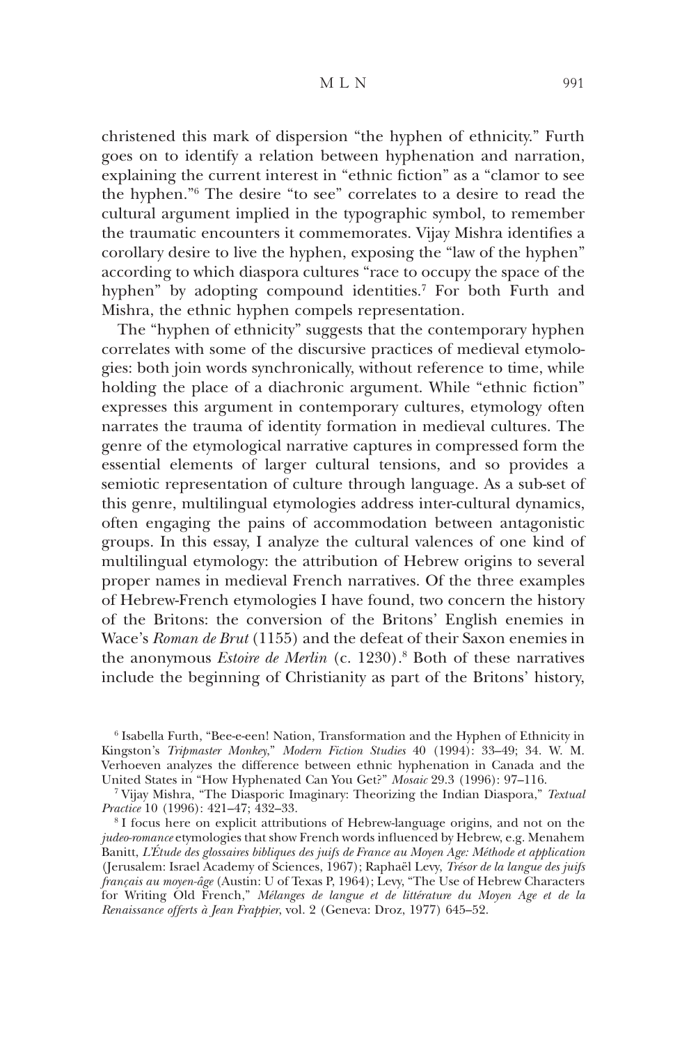christened this mark of dispersion "the hyphen of ethnicity." Furth goes on to identify a relation between hyphenation and narration, explaining the current interest in "ethnic fiction" as a "clamor to see the hyphen."[6] The desire "to see" correlates to a desire to read the cultural argument implied in the typographic symbol, to remember the traumatic encounters it commemorates. Vijay Mishra identifies a corollary desire to live the hyphen, exposing the "law of the hyphen" according to which diaspora cultures "race to occupy the space of the hyphen" by adopting compound identities.[7] For both Furth and Mishra, the ethnic hyphen compels representation.

The "hyphen of ethnicity" suggests that the contemporary hyphen correlates with some of the discursive practices of medieval etymologies: both join words synchronically, without reference to time, while holding the place of a diachronic argument. While "ethnic fiction" expresses this argument in contemporary cultures, etymology often narrates the trauma of identity formation in medieval cultures. The genre of the etymological narrative captures in compressed form the essential elements of larger cultural tensions, and so provides a semiotic representation of culture through language. As a sub-set of this genre, multilingual etymologies address inter-cultural dynamics, often engaging the pains of accommodation between antagonistic groups. In this essay, I analyze the cultural valences of one kind of multilingual etymology: the attribution of Hebrew origins to several proper names in medieval French narratives. Of the three examples of Hebrew-French etymologies I have found, two concern the history of the Britons: the conversion of the Britons' English enemies in Wace's *Roman de Brut* (1155) and the defeat of their Saxon enemies in the anonymous *Estoire de Merlin* (c. 1230).[8] Both of these narratives include the beginning of Christianity as part of the Britons' history,

[6] Isabella Furth, "Bee-e-een! Nation, Transformation and the Hyphen of Ethnicity in Kingston's *Tripmaster Monkey*," *Modern Fiction Studies* 40 (1994): 33–49; 34. W. M. Verhoeven analyzes the difference between ethnic hyphenation in Canada and the United States in "How Hyphenated Can You Get?" *Mosaic* 29.3 (1996): 97–116.

[7] Vijay Mishra, "The Diasporic Imaginary: Theorizing the Indian Diaspora," *Textual Practice* 10 (1996): 421–47; 432–33.

[8] I focus here on explicit attributions of Hebrew-language origins, and not on the *judeo-romance* etymologies that show French words influenced by Hebrew, e.g. Menahem Banitt, *L'Étude des glossaires bibliques des juifs de France au Moyen Age: Méthode et application* (Jerusalem: Israel Academy of Sciences, 1967); Raphaël Levy, *Trésor de la langue des juifs français au moyen-âge* (Austin: U of Texas P, 1964); Levy, "The Use of Hebrew Characters for Writing Old French," *Mélanges de langue et de littérature du Moyen Age et de la Renaissance offerts à Jean Frappier*, vol. 2 (Geneva: Droz, 1977) 645–52.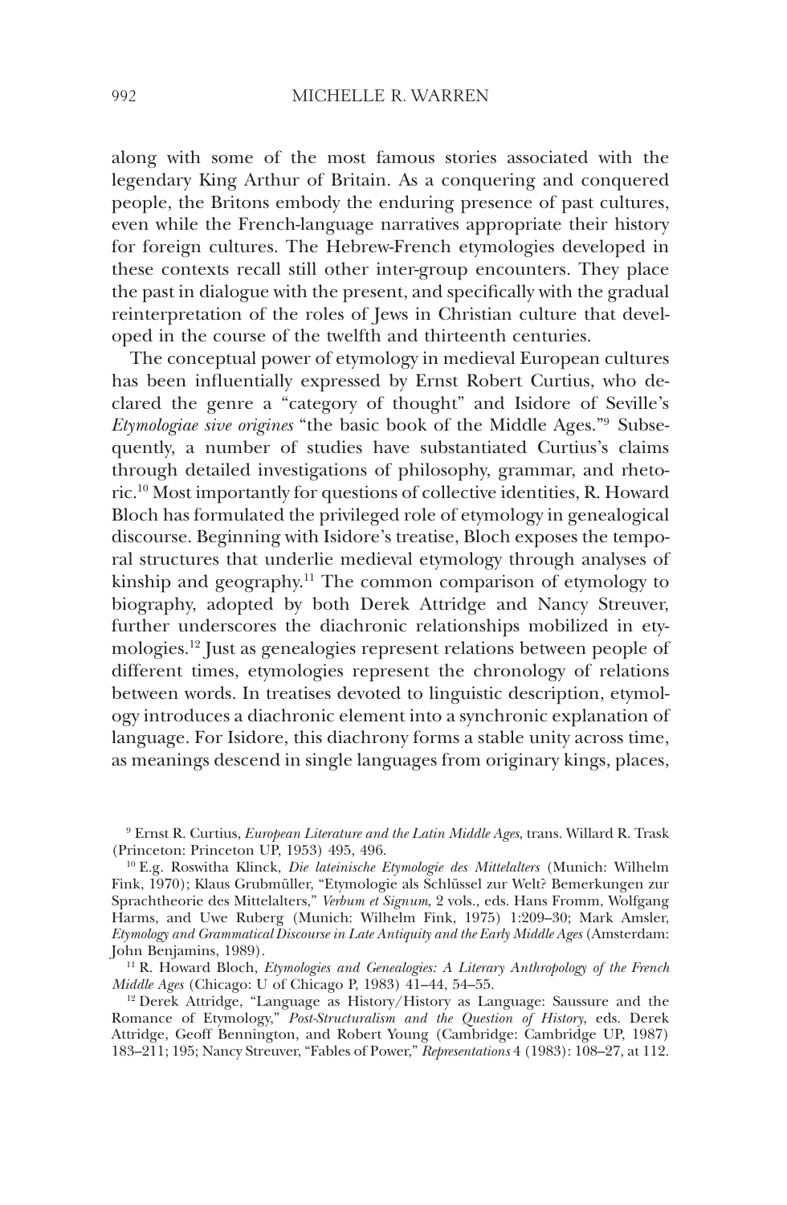along with some of the most famous stories associated with the legendary King Arthur of Britain. As a conquering and conquered people, the Britons embody the enduring presence of past cultures, even while the French-language narratives appropriate their history for foreign cultures. The Hebrew-French etymologies developed in these contexts recall still other inter-group encounters. They place the past in dialogue with the present, and specifically with the gradual reinterpretation of the roles of Jews in Christian culture that developed in the course of the twelfth and thirteenth centuries.

The conceptual power of etymology in medieval European cultures has been influentially expressed by Ernst Robert Curtius, who declared the genre a "category of thought" and Isidore of Seville's *Etymologiae sive origines* "the basic book of the Middle Ages."[9] Subsequently, a number of studies have substantiated Curtius's claims through detailed investigations of philosophy, grammar, and rhetoric.[10] Most importantly for questions of collective identities, R. Howard Bloch has formulated the privileged role of etymology in genealogical discourse. Beginning with Isidore's treatise, Bloch exposes the temporal structures that underlie medieval etymology through analyses of kinship and geography.[11] The common comparison of etymology to biography, adopted by both Derek Attridge and Nancy Streuver, further underscores the diachronic relationships mobilized in etymologies.[12] Just as genealogies represent relations between people of different times, etymologies represent the chronology of relations between words. In treatises devoted to linguistic description, etymology introduces a diachronic element into a synchronic explanation of language. For Isidore, this diachrony forms a stable unity across time, as meanings descend in single languages from originary kings, places,

[9] Ernst R. Curtius, *European Literature and the Latin Middle Ages*, trans. Willard R. Trask (Princeton: Princeton UP, 1953) 495, 496.

[10] E.g. Roswitha Klinck, *Die lateinische Etymologie des Mittelalters* (Munich: Wilhelm Fink, 1970); Klaus Grubmüller, "Etymologie als Schlüssel zur Welt? Bemerkungen zur Sprachtheorie des Mittelalters," *Verbum et Signum*, 2 vols., eds. Hans Fromm, Wolfgang Harms, and Uwe Ruberg (Munich: Wilhelm Fink, 1975) 1:209–30; Mark Amsler, *Etymology and Grammatical Discourse in Late Antiquity and the Early Middle Ages* (Amsterdam: John Benjamins, 1989).

[11] R. Howard Bloch, *Etymologies and Genealogies: A Literary Anthropology of the French Middle Ages* (Chicago: U of Chicago P, 1983) 41–44, 54–55.

[12] Derek Attridge, "Language as History/History as Language: Saussure and the Romance of Etymology," *Post-Structuralism and the Question of History*, eds. Derek Attridge, Geoff Bennington, and Robert Young (Cambridge: Cambridge UP, 1987) 183–211; 195; Nancy Streuver, "Fables of Power," *Representations* 4 (1983): 108–27, at 112.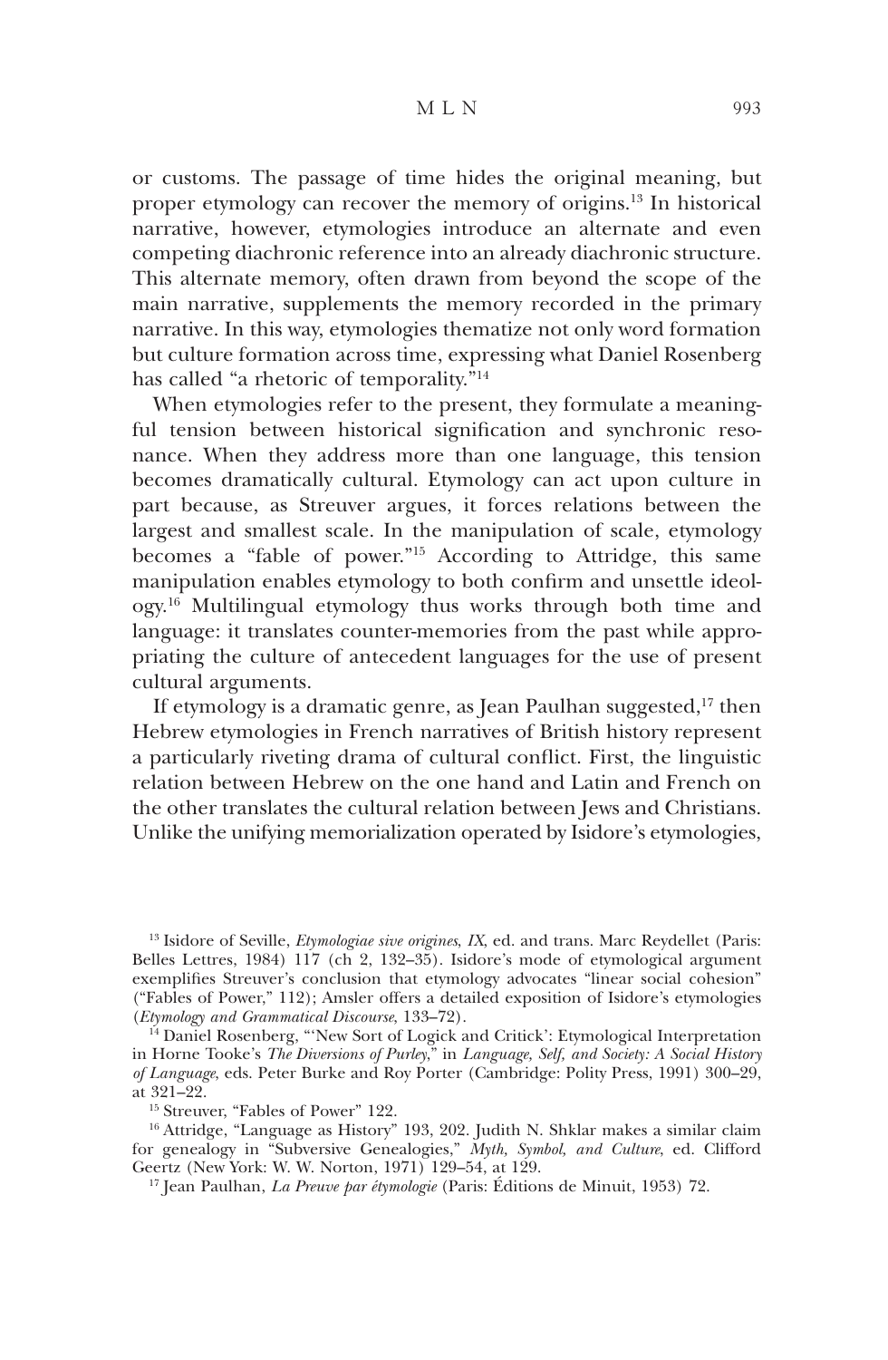or customs. The passage of time hides the original meaning, but proper etymology can recover the memory of origins.[13] In historical narrative, however, etymologies introduce an alternate and even competing diachronic reference into an already diachronic structure. This alternate memory, often drawn from beyond the scope of the main narrative, supplements the memory recorded in the primary narrative. In this way, etymologies thematize not only word formation but culture formation across time, expressing what Daniel Rosenberg has called "a rhetoric of temporality."[14]

When etymologies refer to the present, they formulate a meaningful tension between historical signification and synchronic resonance. When they address more than one language, this tension becomes dramatically cultural. Etymology can act upon culture in part because, as Streuver argues, it forces relations between the largest and smallest scale. In the manipulation of scale, etymology becomes a "fable of power."[15] According to Attridge, this same manipulation enables etymology to both confirm and unsettle ideology.[16] Multilingual etymology thus works through both time and language: it translates counter-memories from the past while appropriating the culture of antecedent languages for the use of present cultural arguments.

If etymology is a dramatic genre, as Jean Paulhan suggested,[17] then Hebrew etymologies in French narratives of British history represent a particularly riveting drama of cultural conflict. First, the linguistic relation between Hebrew on the one hand and Latin and French on the other translates the cultural relation between Jews and Christians. Unlike the unifying memorialization operated by Isidore's etymologies,

---

[13] Isidore of Seville, *Etymologiae sive origines, IX*, ed. and trans. Marc Reydellet (Paris: Belles Lettres, 1984) 117 (ch 2, 132–35). Isidore's mode of etymological argument exemplifies Streuver's conclusion that etymology advocates "linear social cohesion" ("Fables of Power," 112); Amsler offers a detailed exposition of Isidore's etymologies (*Etymology and Grammatical Discourse*, 133–72).

[14] Daniel Rosenberg, "'New Sort of Logick and Critick': Etymological Interpretation in Horne Tooke's *The Diversions of Purley*," in *Language, Self, and Society: A Social History of Language*, eds. Peter Burke and Roy Porter (Cambridge: Polity Press, 1991) 300–29, at 321–22.

[15] Streuver, "Fables of Power" 122.

[16] Attridge, "Language as History" 193, 202. Judith N. Shklar makes a similar claim for genealogy in "Subversive Genealogies," *Myth, Symbol, and Culture*, ed. Clifford Geertz (New York: W. W. Norton, 1971) 129–54, at 129.

[17] Jean Paulhan, *La Preuve par étymologie* (Paris: Éditions de Minuit, 1953) 72.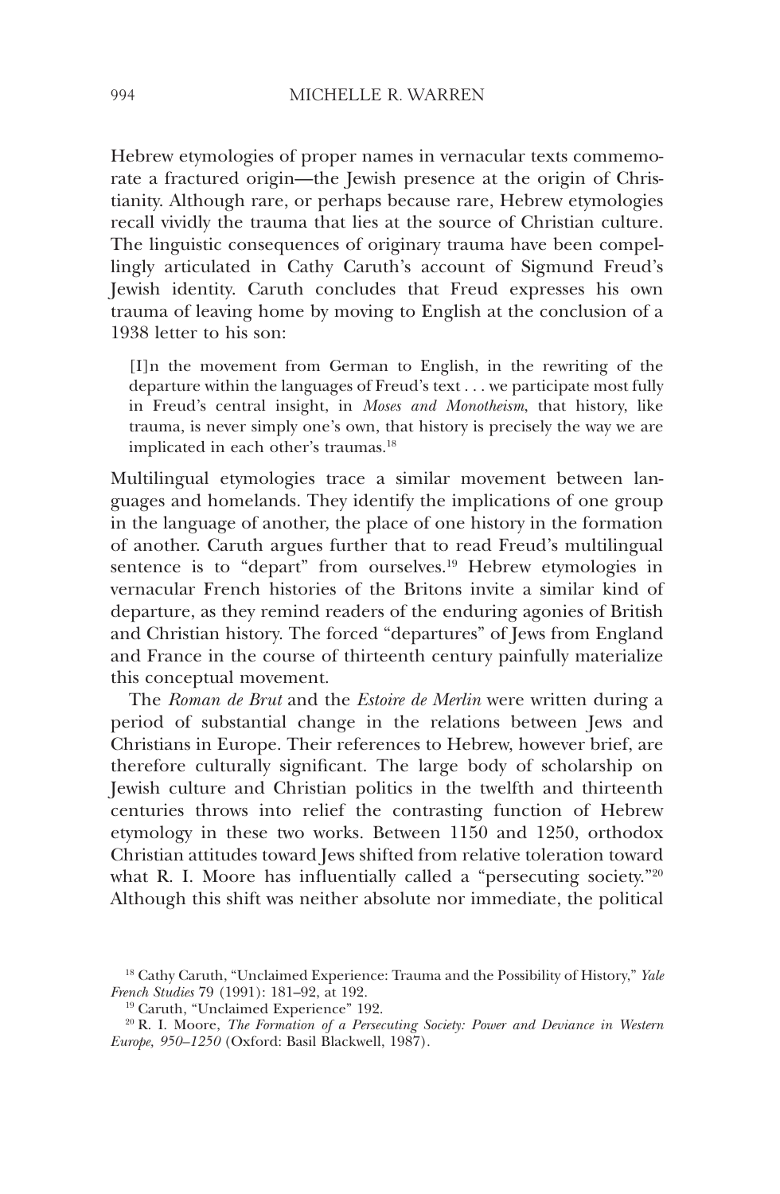Hebrew etymologies of proper names in vernacular texts commemorate a fractured origin—the Jewish presence at the origin of Christianity. Although rare, or perhaps because rare, Hebrew etymologies recall vividly the trauma that lies at the source of Christian culture. The linguistic consequences of originary trauma have been compellingly articulated in Cathy Caruth's account of Sigmund Freud's Jewish identity. Caruth concludes that Freud expresses his own trauma of leaving home by moving to English at the conclusion of a 1938 letter to his son:

> [I]n the movement from German to English, in the rewriting of the departure within the languages of Freud's text . . . we participate most fully in Freud's central insight, in *Moses and Monotheism,* that history, like trauma, is never simply one's own, that history is precisely the way we are implicated in each other's traumas.[18]

Multilingual etymologies trace a similar movement between languages and homelands. They identify the implications of one group in the language of another, the place of one history in the formation of another. Caruth argues further that to read Freud's multilingual sentence is to "depart" from ourselves.[19] Hebrew etymologies in vernacular French histories of the Britons invite a similar kind of departure, as they remind readers of the enduring agonies of British and Christian history. The forced "departures" of Jews from England and France in the course of thirteenth century painfully materialize this conceptual movement.

The *Roman de Brut* and the *Estoire de Merlin* were written during a period of substantial change in the relations between Jews and Christians in Europe. Their references to Hebrew, however brief, are therefore culturally significant. The large body of scholarship on Jewish culture and Christian politics in the twelfth and thirteenth centuries throws into relief the contrasting function of Hebrew etymology in these two works. Between 1150 and 1250, orthodox Christian attitudes toward Jews shifted from relative toleration toward what R. I. Moore has influentially called a "persecuting society."[20] Although this shift was neither absolute nor immediate, the political

[18] Cathy Caruth, "Unclaimed Experience: Trauma and the Possibility of History," *Yale French Studies* 79 (1991): 181–92, at 192.

[19] Caruth, "Unclaimed Experience" 192.

[20] R. I. Moore, *The Formation of a Persecuting Society: Power and Deviance in Western Europe, 950–1250* (Oxford: Basil Blackwell, 1987).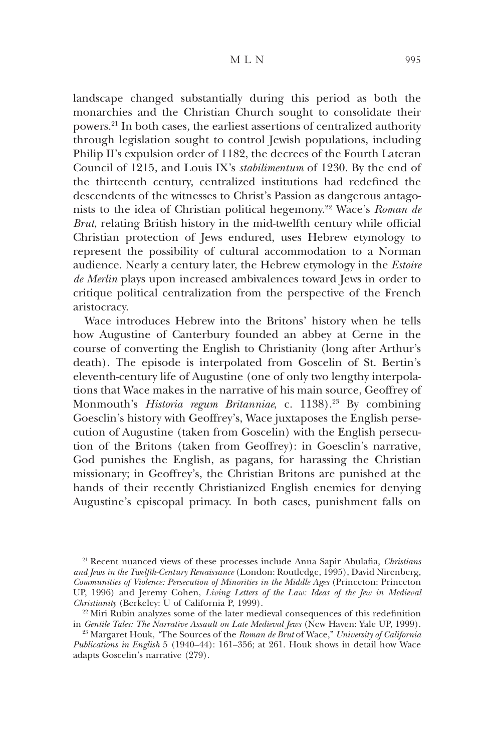landscape changed substantially during this period as both the monarchies and the Christian Church sought to consolidate their powers.[21] In both cases, the earliest assertions of centralized authority through legislation sought to control Jewish populations, including Philip II's expulsion order of 1182, the decrees of the Fourth Lateran Council of 1215, and Louis IX's *stabilimentum* of 1230. By the end of the thirteenth century, centralized institutions had redefined the descendents of the witnesses to Christ's Passion as dangerous antagonists to the idea of Christian political hegemony.[22] Wace's *Roman de Brut*, relating British history in the mid-twelfth century while official Christian protection of Jews endured, uses Hebrew etymology to represent the possibility of cultural accommodation to a Norman audience. Nearly a century later, the Hebrew etymology in the *Estoire de Merlin* plays upon increased ambivalences toward Jews in order to critique political centralization from the perspective of the French aristocracy.

Wace introduces Hebrew into the Britons' history when he tells how Augustine of Canterbury founded an abbey at Cerne in the course of converting the English to Christianity (long after Arthur's death). The episode is interpolated from Goscelin of St. Bertin's eleventh-century life of Augustine (one of only two lengthy interpolations that Wace makes in the narrative of his main source, Geoffrey of Monmouth's *Historia regum Britanniae*, c. 1138).[23] By combining Goesclin's history with Geoffrey's, Wace juxtaposes the English persecution of Augustine (taken from Goscelin) with the English persecution of the Britons (taken from Geoffrey): in Goesclin's narrative, God punishes the English, as pagans, for harassing the Christian missionary; in Geoffrey's, the Christian Britons are punished at the hands of their recently Christianized English enemies for denying Augustine's episcopal primacy. In both cases, punishment falls on

[21] Recent nuanced views of these processes include Anna Sapir Abulafia, *Christians and Jews in the Twelfth-Century Renaissance* (London: Routledge, 1995), David Nirenberg, *Communities of Violence: Persecution of Minorities in the Middle Ages* (Princeton: Princeton UP, 1996) and Jeremy Cohen, *Living Letters of the Law: Ideas of the Jew in Medieval Christianity* (Berkeley: U of California P, 1999).

[22] Miri Rubin analyzes some of the later medieval consequences of this redefinition in *Gentile Tales: The Narrative Assault on Late Medieval Jews* (New Haven: Yale UP, 1999).

[23] Margaret Houk, "The Sources of the *Roman de Brut* of Wace," *University of California Publications in English* 5 (1940–44): 161–356; at 261. Houk shows in detail how Wace adapts Goscelin's narrative (279).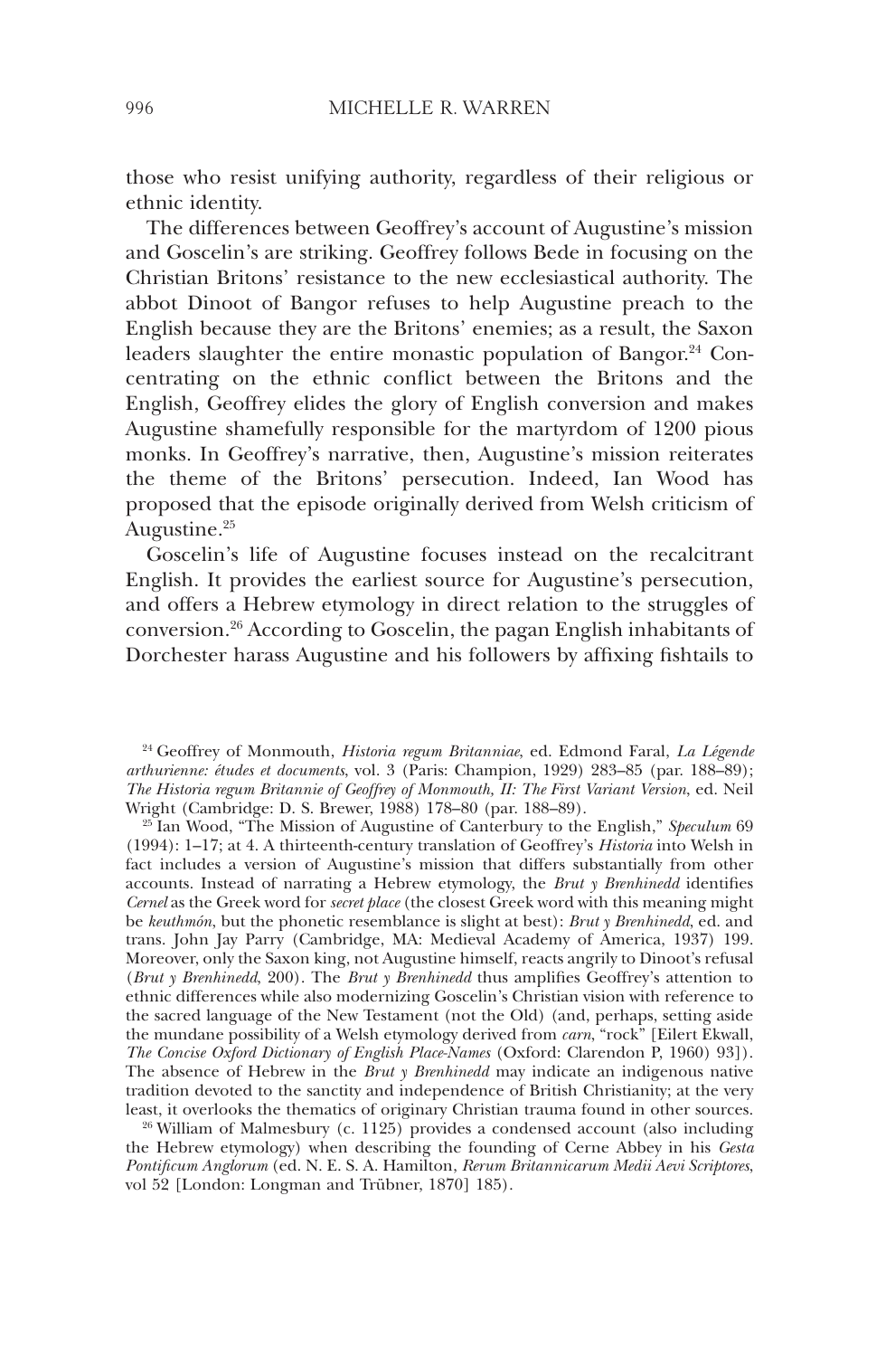those who resist unifying authority, regardless of their religious or ethnic identity.

The differences between Geoffrey's account of Augustine's mission and Goscelin's are striking. Geoffrey follows Bede in focusing on the Christian Britons' resistance to the new ecclesiastical authority. The abbot Dinoot of Bangor refuses to help Augustine preach to the English because they are the Britons' enemies; as a result, the Saxon leaders slaughter the entire monastic population of Bangor.[24] Concentrating on the ethnic conflict between the Britons and the English, Geoffrey elides the glory of English conversion and makes Augustine shamefully responsible for the martyrdom of 1200 pious monks. In Geoffrey's narrative, then, Augustine's mission reiterates the theme of the Britons' persecution. Indeed, Ian Wood has proposed that the episode originally derived from Welsh criticism of Augustine.[25]

Goscelin's life of Augustine focuses instead on the recalcitrant English. It provides the earliest source for Augustine's persecution, and offers a Hebrew etymology in direct relation to the struggles of conversion.[26] According to Goscelin, the pagan English inhabitants of Dorchester harass Augustine and his followers by affixing fishtails to

---

[24] Geoffrey of Monmouth, *Historia regum Britanniae*, ed. Edmond Faral, *La Légende arthurienne: études et documents*, vol. 3 (Paris: Champion, 1929) 283–85 (par. 188–89); *The Historia regum Britannie of Geoffrey of Monmouth, II: The First Variant Version*, ed. Neil Wright (Cambridge: D. S. Brewer, 1988) 178–80 (par. 188–89).

[25] Ian Wood, "The Mission of Augustine of Canterbury to the English," *Speculum* 69 (1994): 1–17; at 4. A thirteenth-century translation of Geoffrey's *Historia* into Welsh in fact includes a version of Augustine's mission that differs substantially from other accounts. Instead of narrating a Hebrew etymology, the *Brut y Brenhinedd* identifies *Cernel* as the Greek word for *secret place* (the closest Greek word with this meaning might be *keuthmón*, but the phonetic resemblance is slight at best): *Brut y Brenhinedd*, ed. and trans. John Jay Parry (Cambridge, MA: Medieval Academy of America, 1937) 199. Moreover, only the Saxon king, not Augustine himself, reacts angrily to Dinoot's refusal (*Brut y Brenhinedd*, 200). The *Brut y Brenhinedd* thus amplifies Geoffrey's attention to ethnic differences while also modernizing Goscelin's Christian vision with reference to the sacred language of the New Testament (not the Old) (and, perhaps, setting aside the mundane possibility of a Welsh etymology derived from *carn*, "rock" [Eilert Ekwall, *The Concise Oxford Dictionary of English Place-Names* (Oxford: Clarendon P, 1960) 93]). The absence of Hebrew in the *Brut y Brenhinedd* may indicate an indigenous native tradition devoted to the sanctity and independence of British Christianity; at the very least, it overlooks the thematics of originary Christian trauma found in other sources.

[26] William of Malmesbury (c. 1125) provides a condensed account (also including the Hebrew etymology) when describing the founding of Cerne Abbey in his *Gesta Pontificum Anglorum* (ed. N. E. S. A. Hamilton, *Rerum Britannicarum Medii Aevi Scriptores*, vol 52 [London: Longman and Trübner, 1870] 185).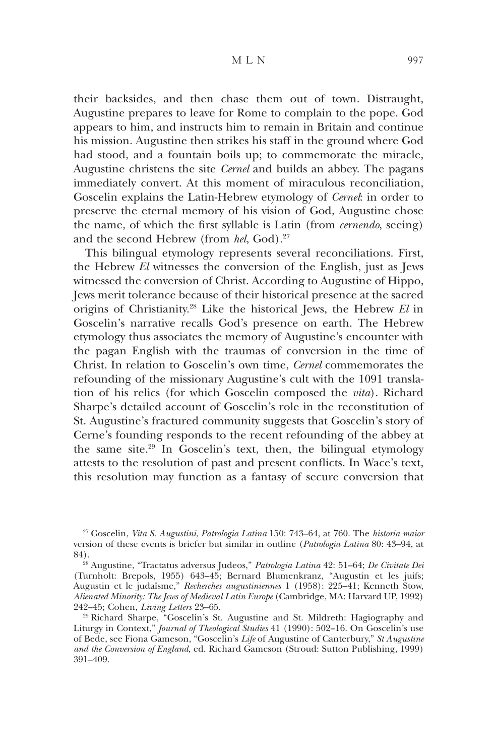their backsides, and then chase them out of town. Distraught, Augustine prepares to leave for Rome to complain to the pope. God appears to him, and instructs him to remain in Britain and continue his mission. Augustine then strikes his staff in the ground where God had stood, and a fountain boils up; to commemorate the miracle, Augustine christens the site *Cernel* and builds an abbey. The pagans immediately convert. At this moment of miraculous reconciliation, Goscelin explains the Latin-Hebrew etymology of *Cernel*: in order to preserve the eternal memory of his vision of God, Augustine chose the name, of which the first syllable is Latin (from *cernendo*, seeing) and the second Hebrew (from *hel*, God).[27]

This bilingual etymology represents several reconciliations. First, the Hebrew *El* witnesses the conversion of the English, just as Jews witnessed the conversion of Christ. According to Augustine of Hippo, Jews merit tolerance because of their historical presence at the sacred origins of Christianity.[28] Like the historical Jews, the Hebrew *El* in Goscelin's narrative recalls God's presence on earth. The Hebrew etymology thus associates the memory of Augustine's encounter with the pagan English with the traumas of conversion in the time of Christ. In relation to Goscelin's own time, *Cernel* commemorates the refounding of the missionary Augustine's cult with the 1091 translation of his relics (for which Goscelin composed the *vita*). Richard Sharpe's detailed account of Goscelin's role in the reconstitution of St. Augustine's fractured community suggests that Goscelin's story of Cerne's founding responds to the recent refounding of the abbey at the same site.[29] In Goscelin's text, then, the bilingual etymology attests to the resolution of past and present conflicts. In Wace's text, this resolution may function as a fantasy of secure conversion that

---

[27] Goscelin, *Vita S. Augustini*, *Patrologia Latina* 150: 743–64, at 760. The *historia maior* version of these events is briefer but similar in outline (*Patrologia Latina* 80: 43–94, at 84).

[28] Augustine, "Tractatus adversus Judeos," *Patrologia Latina* 42: 51–64; *De Civitate Dei* (Turnholt: Brepols, 1955) 643–45; Bernard Blumenkranz, "Augustin et les juifs; Augustin et le judaïsme," *Recherches augustiniennes* 1 (1958): 225–41; Kenneth Stow, *Alienated Minority: The Jews of Medieval Latin Europe* (Cambridge, MA: Harvard UP, 1992) 242–45; Cohen, *Living Letters* 23–65.

[29] Richard Sharpe, "Goscelin's St. Augustine and St. Mildreth: Hagiography and Liturgy in Context," *Journal of Theological Studies* 41 (1990): 502–16. On Goscelin's use of Bede, see Fiona Gameson, "Goscelin's *Life* of Augustine of Canterbury," *St Augustine and the Conversion of England*, ed. Richard Gameson (Stroud: Sutton Publishing, 1999) 391–409.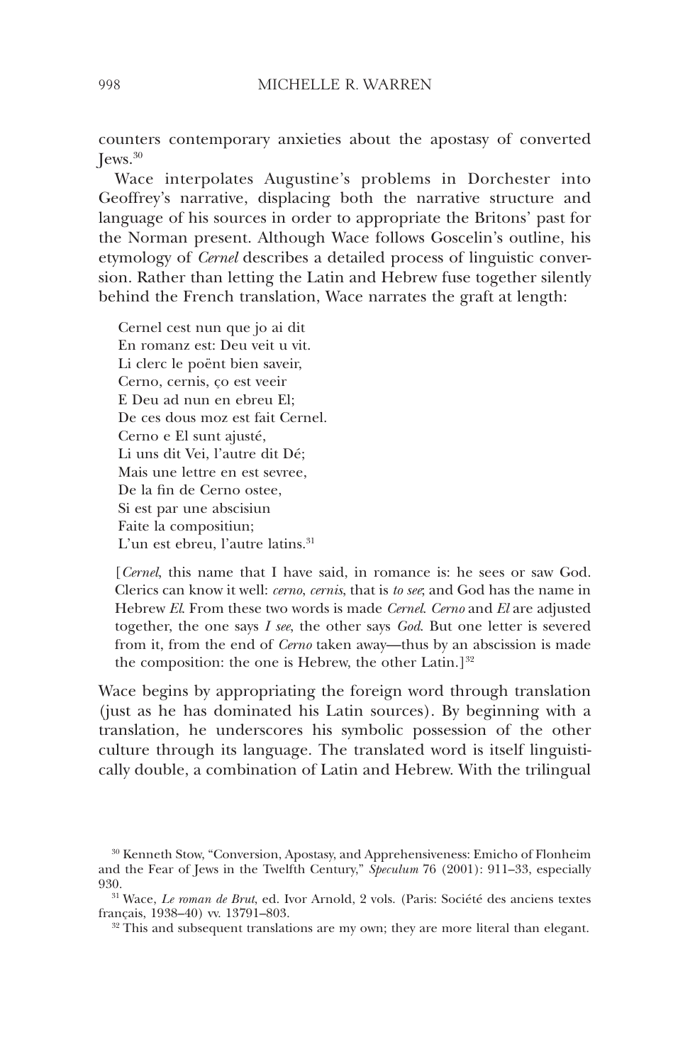counters contemporary anxieties about the apostasy of converted Jews.[30]

Wace interpolates Augustine's problems in Dorchester into Geoffrey's narrative, displacing both the narrative structure and language of his sources in order to appropriate the Britons' past for the Norman present. Although Wace follows Goscelin's outline, his etymology of *Cernel* describes a detailed process of linguistic conversion. Rather than letting the Latin and Hebrew fuse together silently behind the French translation, Wace narrates the graft at length:

> Cernel cest nun que jo ai dit
> En romanz est: Deu veit u vit.
> Li clerc le poënt bien saveir,
> Cerno, cernis, ço est veeir
> E Deu ad nun en ebreu El;
> De ces dous moz est fait Cernel.
> Cerno e El sunt ajusté,
> Li uns dit Vei, l'autre dit Dé;
> Mais une lettre en est sevree,
> De la fin de Cerno ostee,
> Si est par une abscisiun
> Faite la compositiun;
> L'un est ebreu, l'autre latins.[31]

> [*Cernel*, this name that I have said, in romance is: he sees or saw God. Clerics can know it well: *cerno*, *cernis*, that is *to see*; and God has the name in Hebrew *El*. From these two words is made *Cernel*. *Cerno* and *El* are adjusted together, the one says *I see*, the other says *God*. But one letter is severed from it, from the end of *Cerno* taken away—thus by an abscission is made the composition: the one is Hebrew, the other Latin.][32]

Wace begins by appropriating the foreign word through translation (just as he has dominated his Latin sources). By beginning with a translation, he underscores his symbolic possession of the other culture through its language. The translated word is itself linguistically double, a combination of Latin and Hebrew. With the trilingual

---

[30] Kenneth Stow, "Conversion, Apostasy, and Apprehensiveness: Emicho of Flonheim and the Fear of Jews in the Twelfth Century," *Speculum* 76 (2001): 911–33, especially 930.

[31] Wace, *Le roman de Brut*, ed. Ivor Arnold, 2 vols. (Paris: Société des anciens textes français, 1938–40) vv. 13791–803.

[32] This and subsequent translations are my own; they are more literal than elegant.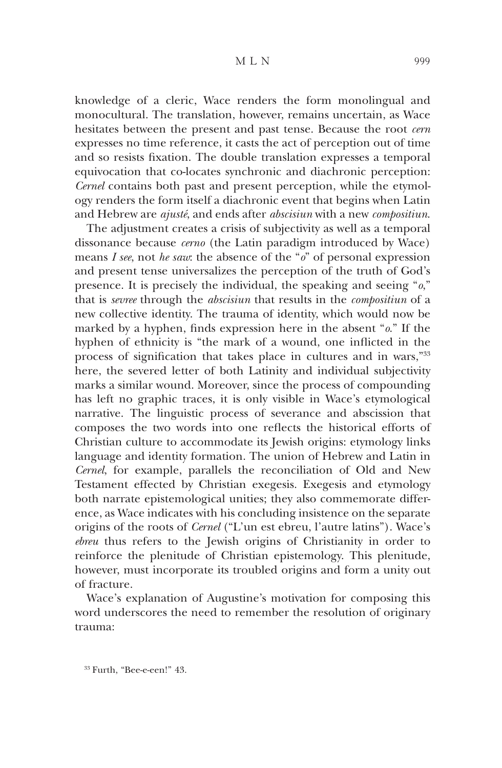knowledge of a cleric, Wace renders the form monolingual and monocultural. The translation, however, remains uncertain, as Wace hesitates between the present and past tense. Because the root *cern* expresses no time reference, it casts the act of perception out of time and so resists fixation. The double translation expresses a temporal equivocation that co-locates synchronic and diachronic perception: *Cernel* contains both past and present perception, while the etymology renders the form itself a diachronic event that begins when Latin and Hebrew are *ajusté*, and ends after *abscisiun* with a new *compositiun*.

The adjustment creates a crisis of subjectivity as well as a temporal dissonance because *cerno* (the Latin paradigm introduced by Wace) means *I see*, not *he saw*: the absence of the "*o*" of personal expression and present tense universalizes the perception of the truth of God's presence. It is precisely the individual, the speaking and seeing "*o*," that is *sevree* through the *abscisiun* that results in the *compositiun* of a new collective identity. The trauma of identity, which would now be marked by a hyphen, finds expression here in the absent "*o*." If the hyphen of ethnicity is "the mark of a wound, one inflicted in the process of signification that takes place in cultures and in wars,"[33] here, the severed letter of both Latinity and individual subjectivity marks a similar wound. Moreover, since the process of compounding has left no graphic traces, it is only visible in Wace's etymological narrative. The linguistic process of severance and abscission that composes the two words into one reflects the historical efforts of Christian culture to accommodate its Jewish origins: etymology links language and identity formation. The union of Hebrew and Latin in *Cernel*, for example, parallels the reconciliation of Old and New Testament effected by Christian exegesis. Exegesis and etymology both narrate epistemological unities; they also commemorate difference, as Wace indicates with his concluding insistence on the separate origins of the roots of *Cernel* ("L'un est ebreu, l'autre latins"). Wace's *ebreu* thus refers to the Jewish origins of Christianity in order to reinforce the plenitude of Christian epistemology. This plenitude, however, must incorporate its troubled origins and form a unity out of fracture.

Wace's explanation of Augustine's motivation for composing this word underscores the need to remember the resolution of originary trauma:

[33] Furth, "Bee-e-een!" 43.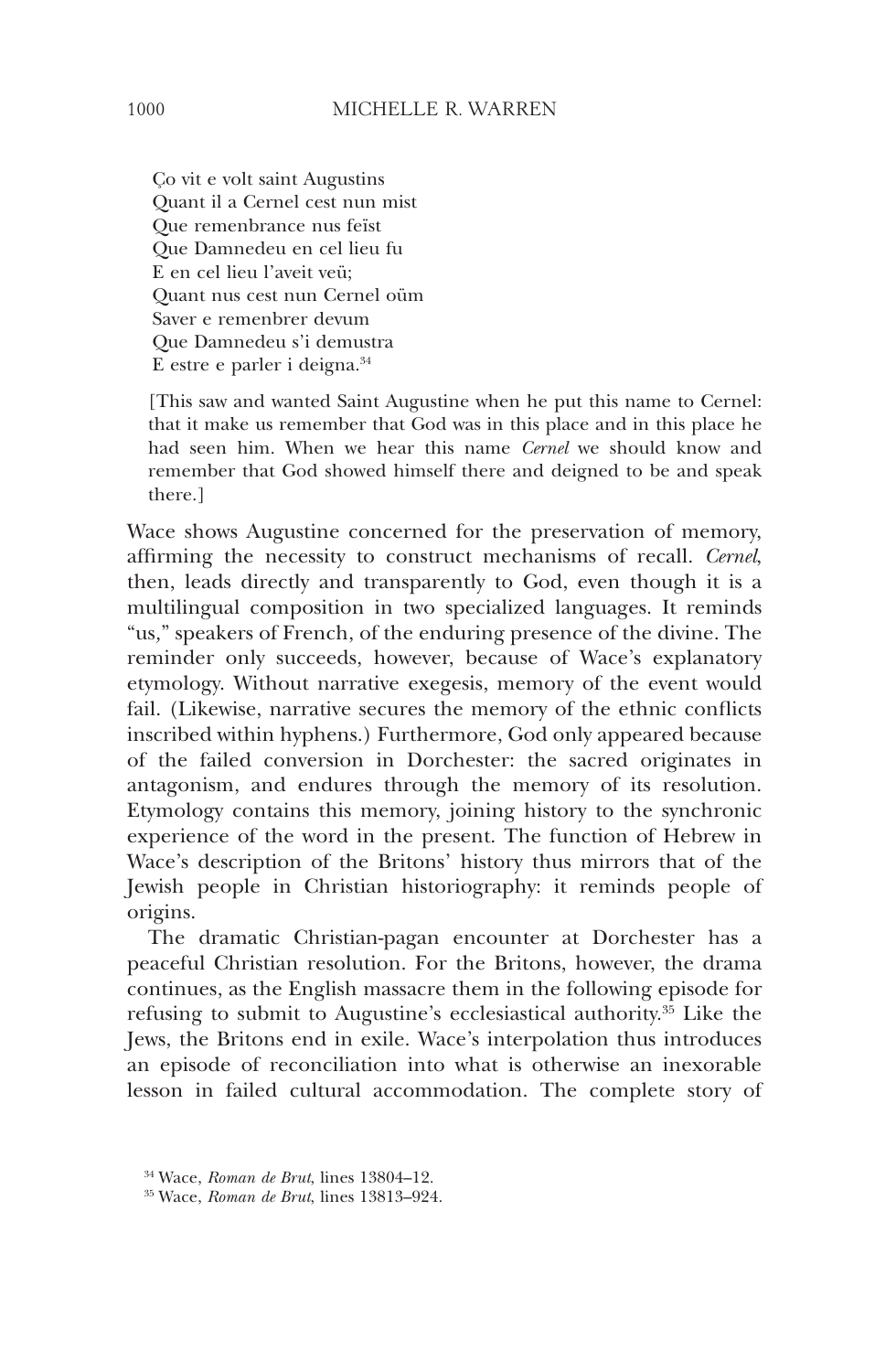Ço vit e volt saint Augustins
Quant il a Cernel cest nun mist
Que remenbrance nus feïst
Que Damnedeu en cel lieu fu
E en cel lieu l'aveit veü;
Quant nus cest nun Cernel oüm
Saver e remenbrer devum
Que Damnedeu s'i demustra
E estre e parler i deigna.[34]

> [This saw and wanted Saint Augustine when he put this name to Cernel: that it make us remember that God was in this place and in this place he had seen him. When we hear this name *Cernel* we should know and remember that God showed himself there and deigned to be and speak there.]

Wace shows Augustine concerned for the preservation of memory, affirming the necessity to construct mechanisms of recall. *Cernel*, then, leads directly and transparently to God, even though it is a multilingual composition in two specialized languages. It reminds "us," speakers of French, of the enduring presence of the divine. The reminder only succeeds, however, because of Wace's explanatory etymology. Without narrative exegesis, memory of the event would fail. (Likewise, narrative secures the memory of the ethnic conflicts inscribed within hyphens.) Furthermore, God only appeared because of the failed conversion in Dorchester: the sacred originates in antagonism, and endures through the memory of its resolution. Etymology contains this memory, joining history to the synchronic experience of the word in the present. The function of Hebrew in Wace's description of the Britons' history thus mirrors that of the Jewish people in Christian historiography: it reminds people of origins.

The dramatic Christian-pagan encounter at Dorchester has a peaceful Christian resolution. For the Britons, however, the drama continues, as the English massacre them in the following episode for refusing to submit to Augustine's ecclesiastical authority.[35] Like the Jews, the Britons end in exile. Wace's interpolation thus introduces an episode of reconciliation into what is otherwise an inexorable lesson in failed cultural accommodation. The complete story of

[34] Wace, *Roman de Brut*, lines 13804–12.

[35] Wace, *Roman de Brut*, lines 13813–924.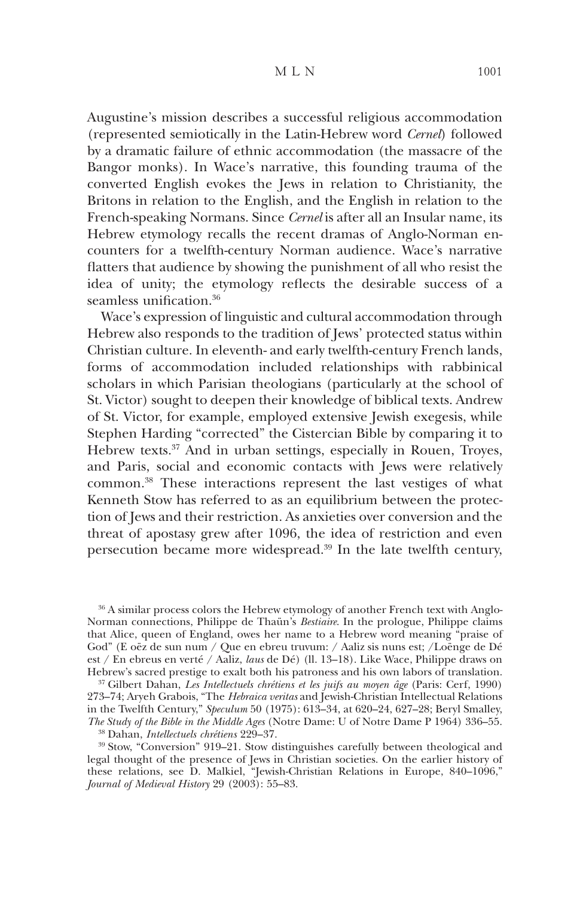Augustine's mission describes a successful religious accommodation (represented semiotically in the Latin-Hebrew word *Cernel*) followed by a dramatic failure of ethnic accommodation (the massacre of the Bangor monks). In Wace's narrative, this founding trauma of the converted English evokes the Jews in relation to Christianity, the Britons in relation to the English, and the English in relation to the French-speaking Normans. Since *Cernel* is after all an Insular name, its Hebrew etymology recalls the recent dramas of Anglo-Norman encounters for a twelfth-century Norman audience. Wace's narrative flatters that audience by showing the punishment of all who resist the idea of unity; the etymology reflects the desirable success of a seamless unification.[36]

Wace's expression of linguistic and cultural accommodation through Hebrew also responds to the tradition of Jews' protected status within Christian culture. In eleventh- and early twelfth-century French lands, forms of accommodation included relationships with rabbinical scholars in which Parisian theologians (particularly at the school of St. Victor) sought to deepen their knowledge of biblical texts. Andrew of St. Victor, for example, employed extensive Jewish exegesis, while Stephen Harding "corrected" the Cistercian Bible by comparing it to Hebrew texts.[37] And in urban settings, especially in Rouen, Troyes, and Paris, social and economic contacts with Jews were relatively common.[38] These interactions represent the last vestiges of what Kenneth Stow has referred to as an equilibrium between the protection of Jews and their restriction. As anxieties over conversion and the threat of apostasy grew after 1096, the idea of restriction and even persecution became more widespread.[39] In the late twelfth century,

---

[36] A similar process colors the Hebrew etymology of another French text with Anglo-Norman connections, Philippe de Thaün's *Bestiaire*. In the prologue, Philippe claims that Alice, queen of England, owes her name to a Hebrew word meaning "praise of God" (E oëz de sun num / Que en ebreu truvum: / Aaliz sis nuns est; /Loënge de Dé est / En ebreus en verté / Aaliz, *laus* de Dé) (ll. 13–18). Like Wace, Philippe draws on Hebrew's sacred prestige to exalt both his patroness and his own labors of translation.

[37] Gilbert Dahan, *Les Intellectuels chrétiens et les juifs au moyen âge* (Paris: Cerf, 1990) 273–74; Aryeh Grabois, "The *Hebraica veritas* and Jewish-Christian Intellectual Relations in the Twelfth Century," *Speculum* 50 (1975): 613–34, at 620–24, 627–28; Beryl Smalley, *The Study of the Bible in the Middle Ages* (Notre Dame: U of Notre Dame P 1964) 336–55.

[38] Dahan, *Intellectuels chrétiens* 229–37.

[39] Stow, "Conversion" 919–21. Stow distinguishes carefully between theological and legal thought of the presence of Jews in Christian societies. On the earlier history of these relations, see D. Malkiel, "Jewish-Christian Relations in Europe, 840–1096," *Journal of Medieval History* 29 (2003): 55–83.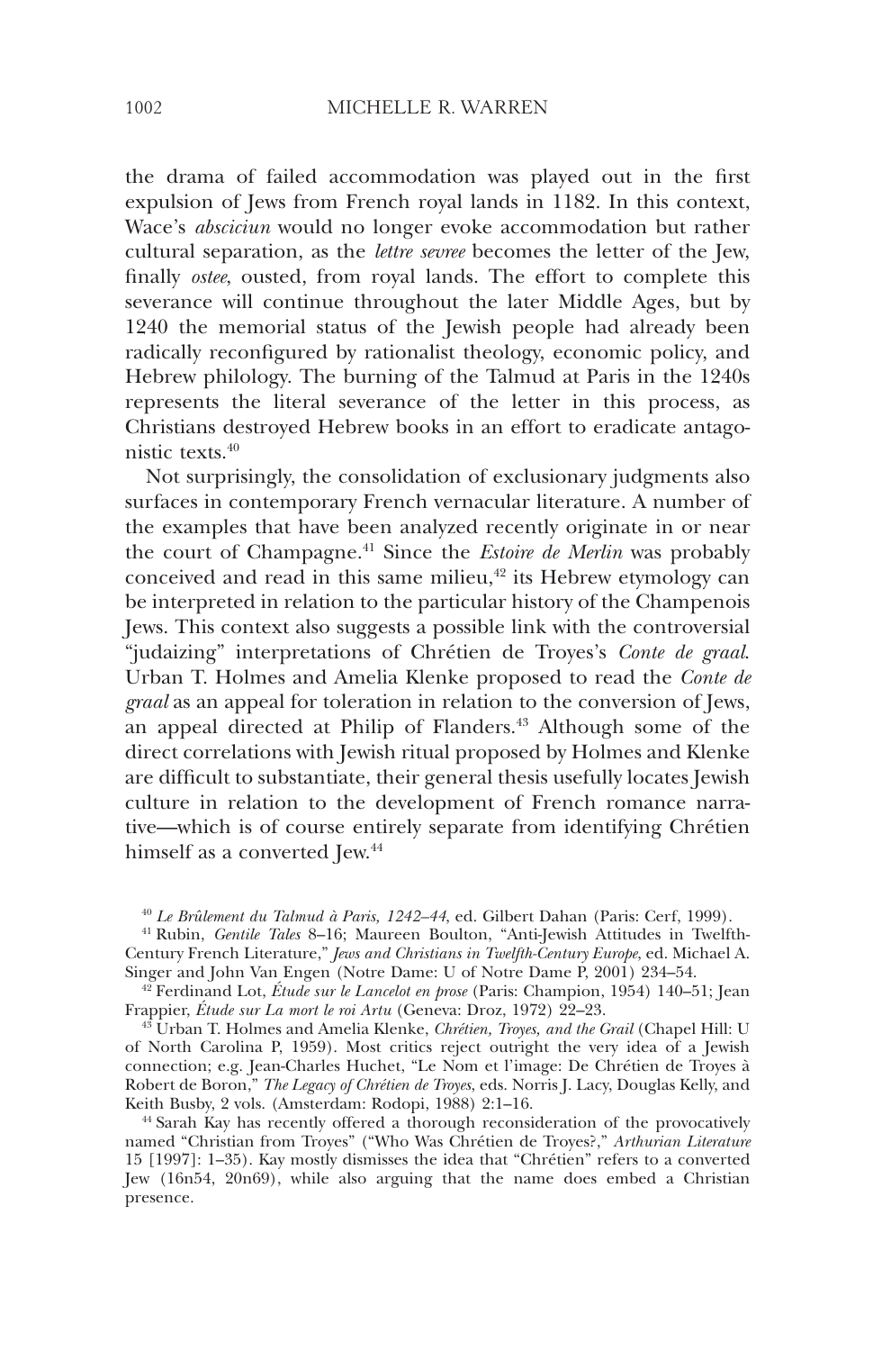the drama of failed accommodation was played out in the first expulsion of Jews from French royal lands in 1182. In this context, Wace's *absciciun* would no longer evoke accommodation but rather cultural separation, as the *lettre sevree* becomes the letter of the Jew, finally *ostee*, ousted, from royal lands. The effort to complete this severance will continue throughout the later Middle Ages, but by 1240 the memorial status of the Jewish people had already been radically reconfigured by rationalist theology, economic policy, and Hebrew philology. The burning of the Talmud at Paris in the 1240s represents the literal severance of the letter in this process, as Christians destroyed Hebrew books in an effort to eradicate antagonistic texts.[40]

Not surprisingly, the consolidation of exclusionary judgments also surfaces in contemporary French vernacular literature. A number of the examples that have been analyzed recently originate in or near the court of Champagne.[41] Since the *Estoire de Merlin* was probably conceived and read in this same milieu,[42] its Hebrew etymology can be interpreted in relation to the particular history of the Champenois Jews. This context also suggests a possible link with the controversial "judaizing" interpretations of Chrétien de Troyes's *Conte de graal*. Urban T. Holmes and Amelia Klenke proposed to read the *Conte de graal* as an appeal for toleration in relation to the conversion of Jews, an appeal directed at Philip of Flanders.[43] Although some of the direct correlations with Jewish ritual proposed by Holmes and Klenke are difficult to substantiate, their general thesis usefully locates Jewish culture in relation to the development of French romance narrative—which is of course entirely separate from identifying Chrétien himself as a converted Jew.[44]

[40] *Le Brûlement du Talmud à Paris, 1242–44*, ed. Gilbert Dahan (Paris: Cerf, 1999).

[41] Rubin, *Gentile Tales* 8–16; Maureen Boulton, "Anti-Jewish Attitudes in Twelfth-Century French Literature," *Jews and Christians in Twelfth-Century Europe*, ed. Michael A. Singer and John Van Engen (Notre Dame: U of Notre Dame P, 2001) 234–54.

[42] Ferdinand Lot, *Étude sur le Lancelot en prose* (Paris: Champion, 1954) 140–51; Jean Frappier, *Étude sur La mort le roi Artu* (Geneva: Droz, 1972) 22–23.

[43] Urban T. Holmes and Amelia Klenke, *Chrétien, Troyes, and the Grail* (Chapel Hill: U of North Carolina P, 1959). Most critics reject outright the very idea of a Jewish connection; e.g. Jean-Charles Huchet, "Le Nom et l'image: De Chrétien de Troyes à Robert de Boron," *The Legacy of Chrétien de Troyes*, eds. Norris J. Lacy, Douglas Kelly, and Keith Busby, 2 vols. (Amsterdam: Rodopi, 1988) 2:1–16.

[44] Sarah Kay has recently offered a thorough reconsideration of the provocatively named "Christian from Troyes" ("Who Was Chrétien de Troyes?," *Arthurian Literature* 15 [1997]: 1–35). Kay mostly dismisses the idea that "Chrétien" refers to a converted Jew (16n54, 20n69), while also arguing that the name does embed a Christian presence.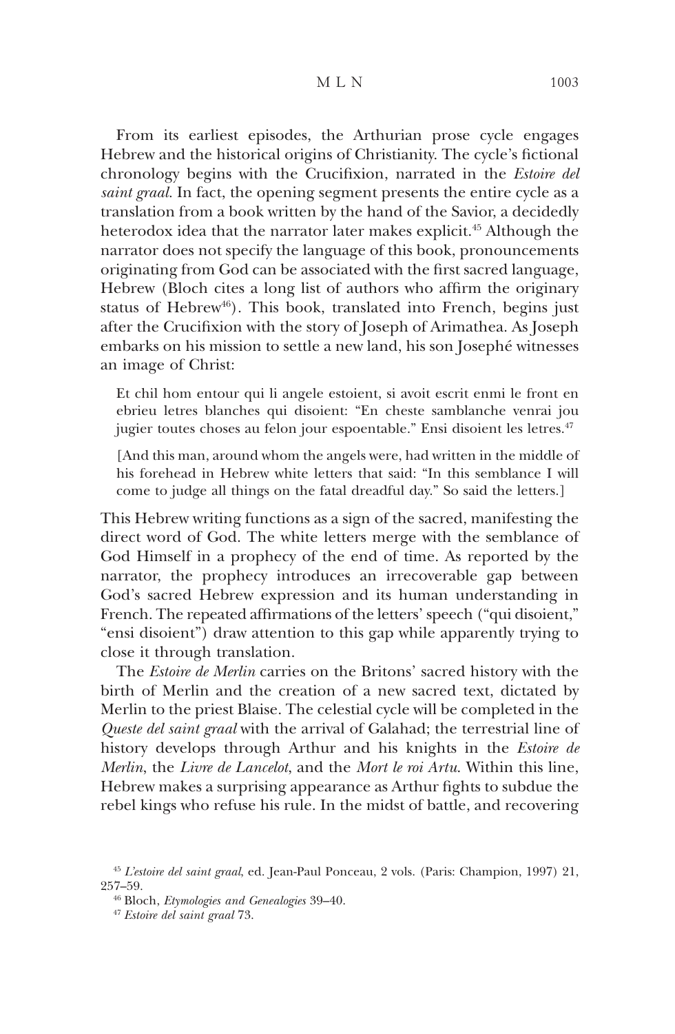From its earliest episodes, the Arthurian prose cycle engages Hebrew and the historical origins of Christianity. The cycle's fictional chronology begins with the Crucifixion, narrated in the *Estoire del saint graal*. In fact, the opening segment presents the entire cycle as a translation from a book written by the hand of the Savior, a decidedly heterodox idea that the narrator later makes explicit.[45] Although the narrator does not specify the language of this book, pronouncements originating from God can be associated with the first sacred language, Hebrew (Bloch cites a long list of authors who affirm the originary status of Hebrew[46]). This book, translated into French, begins just after the Crucifixion with the story of Joseph of Arimathea. As Joseph embarks on his mission to settle a new land, his son Josephé witnesses an image of Christ:

> Et chil hom entour qui li angele estoient, si avoit escrit enmi le front en ebrieu letres blanches qui disoient: "En cheste samblanche venrai jou jugier toutes choses au felon jour espoentable." Ensi disoient les letres.[47]
>
> [And this man, around whom the angels were, had written in the middle of his forehead in Hebrew white letters that said: "In this semblance I will come to judge all things on the fatal dreadful day." So said the letters.]

This Hebrew writing functions as a sign of the sacred, manifesting the direct word of God. The white letters merge with the semblance of God Himself in a prophecy of the end of time. As reported by the narrator, the prophecy introduces an irrecoverable gap between God's sacred Hebrew expression and its human understanding in French. The repeated affirmations of the letters' speech ("qui disoient," "ensi disoient") draw attention to this gap while apparently trying to close it through translation.

The *Estoire de Merlin* carries on the Britons' sacred history with the birth of Merlin and the creation of a new sacred text, dictated by Merlin to the priest Blaise. The celestial cycle will be completed in the *Queste del saint graal* with the arrival of Galahad; the terrestrial line of history develops through Arthur and his knights in the *Estoire de Merlin*, the *Livre de Lancelot*, and the *Mort le roi Artu*. Within this line, Hebrew makes a surprising appearance as Arthur fights to subdue the rebel kings who refuse his rule. In the midst of battle, and recovering

---

[45] *L'estoire del saint graal*, ed. Jean-Paul Ponceau, 2 vols. (Paris: Champion, 1997) 21, 257–59.

[46] Bloch, *Etymologies and Genealogies* 39–40.

[47] *Estoire del saint graal* 73.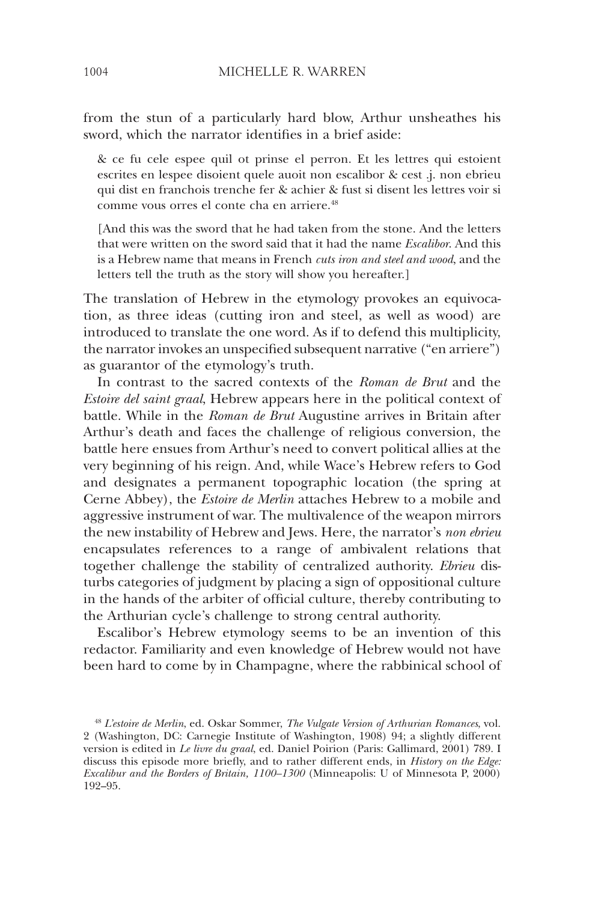from the stun of a particularly hard blow, Arthur unsheathes his sword, which the narrator identifies in a brief aside:

> & ce fu cele espee quil ot prinse el perron. Et les lettres qui estoient escrites en lespee disoient quele auoit non escalibor & cest .j. non ebrieu qui dist en franchois trenche fer & achier & fust si disent les lettres voir si comme vous orres el conte cha en arriere.[48]
>
> [And this was the sword that he had taken from the stone. And the letters that were written on the sword said that it had the name *Escalibor*. And this is a Hebrew name that means in French *cuts iron and steel and wood*, and the letters tell the truth as the story will show you hereafter.]

The translation of Hebrew in the etymology provokes an equivocation, as three ideas (cutting iron and steel, as well as wood) are introduced to translate the one word. As if to defend this multiplicity, the narrator invokes an unspecified subsequent narrative ("en arriere") as guarantor of the etymology's truth.

In contrast to the sacred contexts of the *Roman de Brut* and the *Estoire del saint graal*, Hebrew appears here in the political context of battle. While in the *Roman de Brut* Augustine arrives in Britain after Arthur's death and faces the challenge of religious conversion, the battle here ensues from Arthur's need to convert political allies at the very beginning of his reign. And, while Wace's Hebrew refers to God and designates a permanent topographic location (the spring at Cerne Abbey), the *Estoire de Merlin* attaches Hebrew to a mobile and aggressive instrument of war. The multivalence of the weapon mirrors the new instability of Hebrew and Jews. Here, the narrator's *non ebrieu* encapsulates references to a range of ambivalent relations that together challenge the stability of centralized authority. *Ebrieu* disturbs categories of judgment by placing a sign of oppositional culture in the hands of the arbiter of official culture, thereby contributing to the Arthurian cycle's challenge to strong central authority.

Escalibor's Hebrew etymology seems to be an invention of this redactor. Familiarity and even knowledge of Hebrew would not have been hard to come by in Champagne, where the rabbinical school of

---

[48] *L'estoire de Merlin*, ed. Oskar Sommer, *The Vulgate Version of Arthurian Romances*, vol. 2 (Washington, DC: Carnegie Institute of Washington, 1908) 94; a slightly different version is edited in *Le livre du graal*, ed. Daniel Poirion (Paris: Gallimard, 2001) 789. I discuss this episode more briefly, and to rather different ends, in *History on the Edge: Excalibur and the Borders of Britain, 1100–1300* (Minneapolis: U of Minnesota P, 2000) 192–95.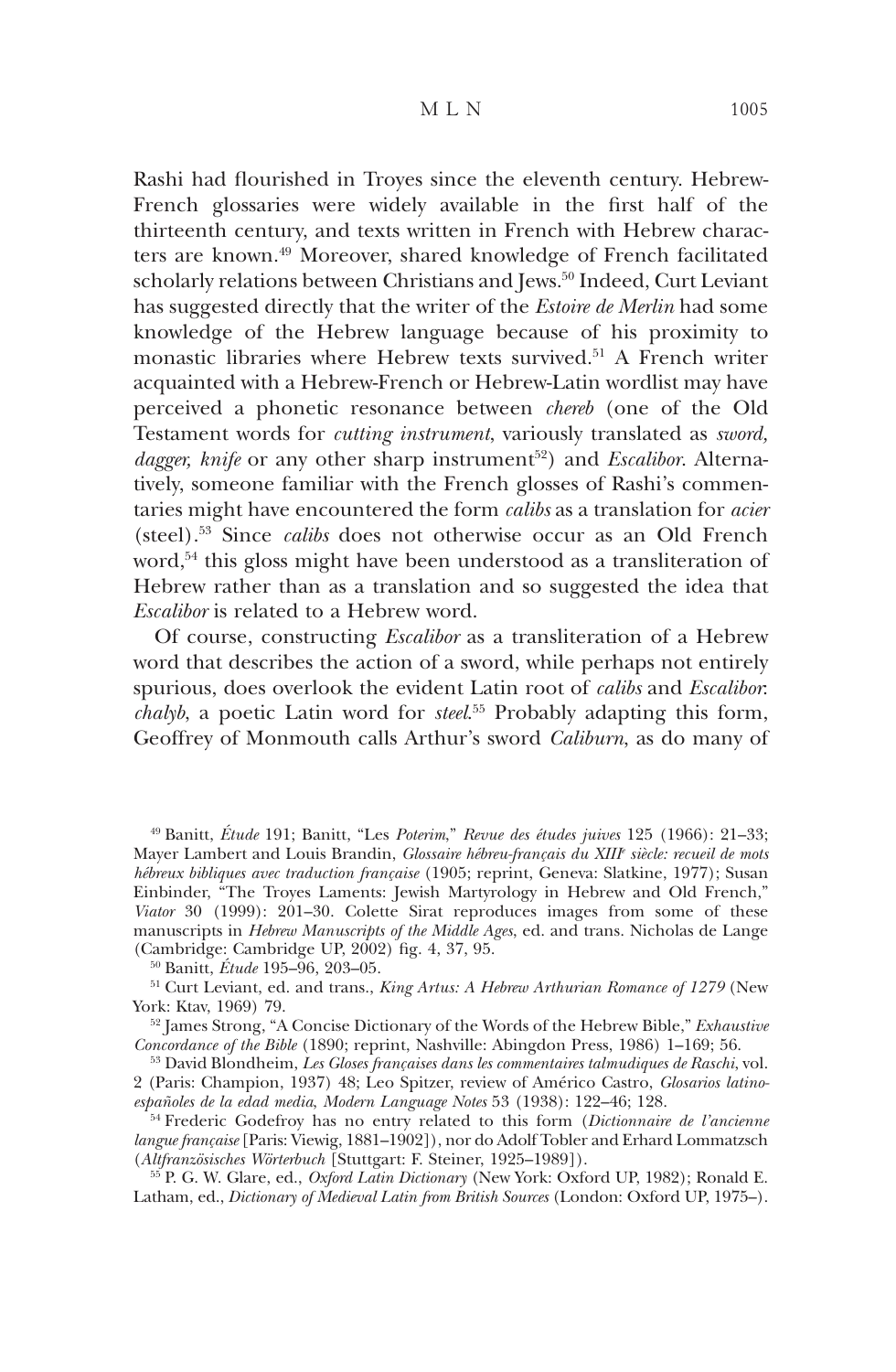Rashi had flourished in Troyes since the eleventh century. Hebrew-French glossaries were widely available in the first half of the thirteenth century, and texts written in French with Hebrew characters are known.[49] Moreover, shared knowledge of French facilitated scholarly relations between Christians and Jews.[50] Indeed, Curt Leviant has suggested directly that the writer of the *Estoire de Merlin* had some knowledge of the Hebrew language because of his proximity to monastic libraries where Hebrew texts survived.[51] A French writer acquainted with a Hebrew-French or Hebrew-Latin wordlist may have perceived a phonetic resonance between *chereb* (one of the Old Testament words for *cutting instrument*, variously translated as *sword, dagger, knife* or any other sharp instrument[52]) and *Escalibor*. Alternatively, someone familiar with the French glosses of Rashi's commentaries might have encountered the form *calibs* as a translation for *acier* (steel).[53] Since *calibs* does not otherwise occur as an Old French word,[54] this gloss might have been understood as a transliteration of Hebrew rather than as a translation and so suggested the idea that *Escalibor* is related to a Hebrew word.

Of course, constructing *Escalibor* as a transliteration of a Hebrew word that describes the action of a sword, while perhaps not entirely spurious, does overlook the evident Latin root of *calibs* and *Escalibor*: *chalyb*, a poetic Latin word for *steel*.[55] Probably adapting this form, Geoffrey of Monmouth calls Arthur's sword *Caliburn*, as do many of

---

[49] Banitt, *Étude* 191; Banitt, "Les *Poterim*," *Revue des études juives* 125 (1966): 21–33; Mayer Lambert and Louis Brandin, *Glossaire hébreu-français du XIII[e] siècle: recueil de mots hébreux bibliques avec traduction française* (1905; reprint, Geneva: Slatkine, 1977); Susan Einbinder, "The Troyes Laments: Jewish Martyrology in Hebrew and Old French," *Viator* 30 (1999): 201–30. Colette Sirat reproduces images from some of these manuscripts in *Hebrew Manuscripts of the Middle Ages*, ed. and trans. Nicholas de Lange (Cambridge: Cambridge UP, 2002) fig. 4, 37, 95.

[50] Banitt, *Étude* 195–96, 203–05.

[51] Curt Leviant, ed. and trans., *King Artus: A Hebrew Arthurian Romance of 1279* (New York: Ktav, 1969) 79.

[52] James Strong, "A Concise Dictionary of the Words of the Hebrew Bible," *Exhaustive Concordance of the Bible* (1890; reprint, Nashville: Abingdon Press, 1986) 1–169; 56.

[53] David Blondheim, *Les Gloses françaises dans les commentaires talmudiques de Raschi*, vol. 2 (Paris: Champion, 1937) 48; Leo Spitzer, review of Américo Castro, *Glosarios latino-españoles de la edad media*, *Modern Language Notes* 53 (1938): 122–46; 128.

[54] Frederic Godefroy has no entry related to this form (*Dictionnaire de l'ancienne langue française* [Paris: Viewig, 1881–1902]), nor do Adolf Tobler and Erhard Lommatzsch (*Altfranzösisches Wörterbuch* [Stuttgart: F. Steiner, 1925–1989]).

[55] P. G. W. Glare, ed., *Oxford Latin Dictionary* (New York: Oxford UP, 1982); Ronald E. Latham, ed., *Dictionary of Medieval Latin from British Sources* (London: Oxford UP, 1975–).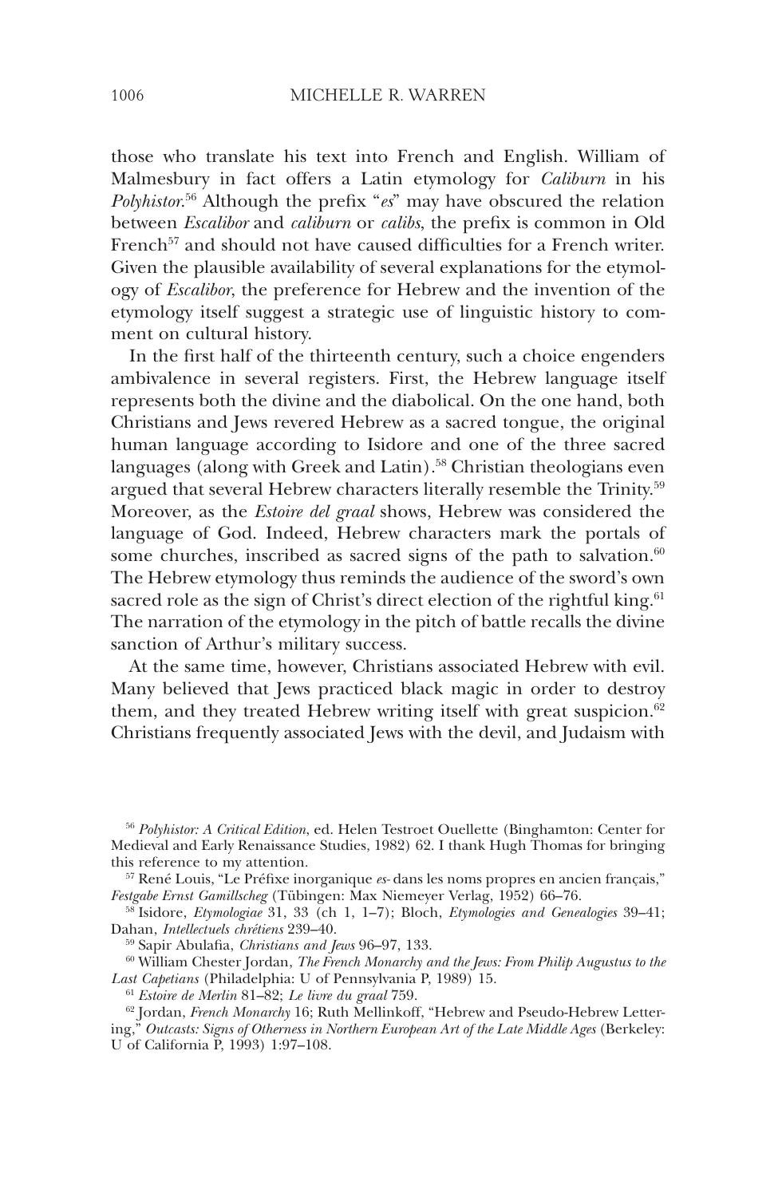those who translate his text into French and English. William of Malmesbury in fact offers a Latin etymology for *Caliburn* in his *Polyhistor*.[56] Although the prefix "*es*" may have obscured the relation between *Escalibor* and *caliburn* or *calibs*, the prefix is common in Old French[57] and should not have caused difficulties for a French writer. Given the plausible availability of several explanations for the etymology of *Escalibor*, the preference for Hebrew and the invention of the etymology itself suggest a strategic use of linguistic history to comment on cultural history.

In the first half of the thirteenth century, such a choice engenders ambivalence in several registers. First, the Hebrew language itself represents both the divine and the diabolical. On the one hand, both Christians and Jews revered Hebrew as a sacred tongue, the original human language according to Isidore and one of the three sacred languages (along with Greek and Latin).[58] Christian theologians even argued that several Hebrew characters literally resemble the Trinity.[59] Moreover, as the *Estoire del graal* shows, Hebrew was considered the language of God. Indeed, Hebrew characters mark the portals of some churches, inscribed as sacred signs of the path to salvation.[60] The Hebrew etymology thus reminds the audience of the sword's own sacred role as the sign of Christ's direct election of the rightful king.[61] The narration of the etymology in the pitch of battle recalls the divine sanction of Arthur's military success.

At the same time, however, Christians associated Hebrew with evil. Many believed that Jews practiced black magic in order to destroy them, and they treated Hebrew writing itself with great suspicion.[62] Christians frequently associated Jews with the devil, and Judaism with

---

[56] *Polyhistor: A Critical Edition*, ed. Helen Testroet Ouellette (Binghamton: Center for Medieval and Early Renaissance Studies, 1982) 62. I thank Hugh Thomas for bringing this reference to my attention.

[57] René Louis, "Le Préfixe inorganique *es-* dans les noms propres en ancien français," *Festgabe Ernst Gamillscheg* (Tübingen: Max Niemeyer Verlag, 1952) 66–76.

[58] Isidore, *Etymologiae* 31, 33 (ch 1, 1–7); Bloch, *Etymologies and Genealogies* 39–41; Dahan, *Intellectuels chrétiens* 239–40.

[59] Sapir Abulafia, *Christians and Jews* 96–97, 133.

[60] William Chester Jordan, *The French Monarchy and the Jews: From Philip Augustus to the Last Capetians* (Philadelphia: U of Pennsylvania P, 1989) 15.

[61] *Estoire de Merlin* 81–82; *Le livre du graal* 759.

[62] Jordan, *French Monarchy* 16; Ruth Mellinkoff, "Hebrew and Pseudo-Hebrew Lettering," *Outcasts: Signs of Otherness in Northern European Art of the Late Middle Ages* (Berkeley: U of California P, 1993) 1:97–108.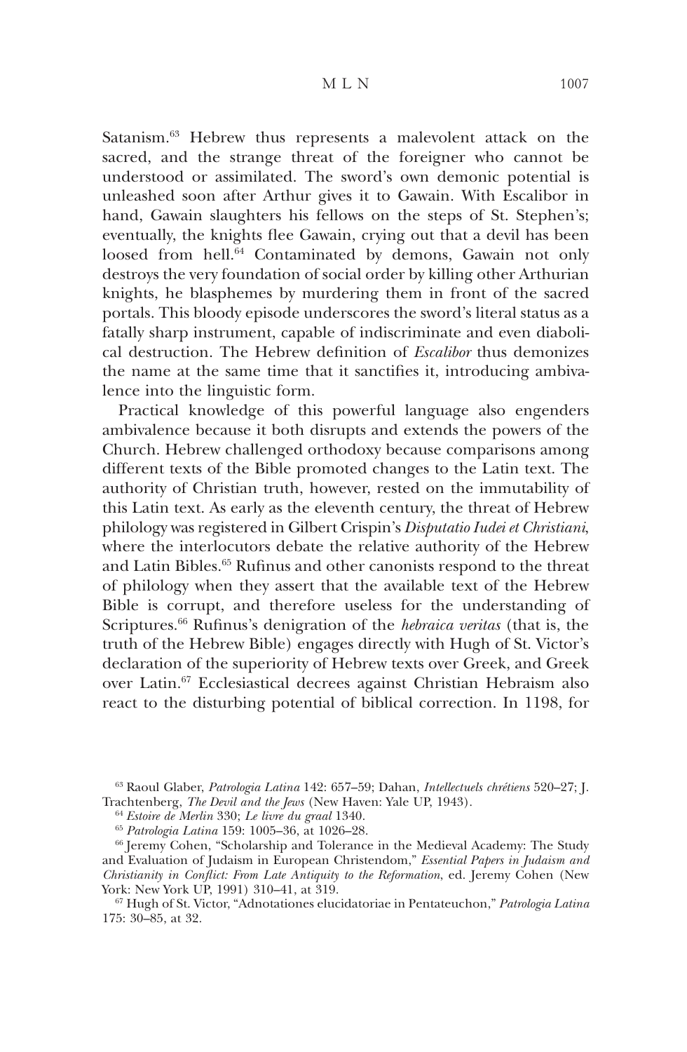Satanism.[63] Hebrew thus represents a malevolent attack on the sacred, and the strange threat of the foreigner who cannot be understood or assimilated. The sword's own demonic potential is unleashed soon after Arthur gives it to Gawain. With Escalibor in hand, Gawain slaughters his fellows on the steps of St. Stephen's; eventually, the knights flee Gawain, crying out that a devil has been loosed from hell.[64] Contaminated by demons, Gawain not only destroys the very foundation of social order by killing other Arthurian knights, he blasphemes by murdering them in front of the sacred portals. This bloody episode underscores the sword's literal status as a fatally sharp instrument, capable of indiscriminate and even diabolical destruction. The Hebrew definition of *Escalibor* thus demonizes the name at the same time that it sanctifies it, introducing ambivalence into the linguistic form.

Practical knowledge of this powerful language also engenders ambivalence because it both disrupts and extends the powers of the Church. Hebrew challenged orthodoxy because comparisons among different texts of the Bible promoted changes to the Latin text. The authority of Christian truth, however, rested on the immutability of this Latin text. As early as the eleventh century, the threat of Hebrew philology was registered in Gilbert Crispin's *Disputatio Iudei et Christiani*, where the interlocutors debate the relative authority of the Hebrew and Latin Bibles.[65] Rufinus and other canonists respond to the threat of philology when they assert that the available text of the Hebrew Bible is corrupt, and therefore useless for the understanding of Scriptures.[66] Rufinus's denigration of the *hebraica veritas* (that is, the truth of the Hebrew Bible) engages directly with Hugh of St. Victor's declaration of the superiority of Hebrew texts over Greek, and Greek over Latin.[67] Ecclesiastical decrees against Christian Hebraism also react to the disturbing potential of biblical correction. In 1198, for

---

[63] Raoul Glaber, *Patrologia Latina* 142: 657–59; Dahan, *Intellectuels chrétiens* 520–27; J. Trachtenberg, *The Devil and the Jews* (New Haven: Yale UP, 1943).

[64] *Estoire de Merlin* 330; *Le livre du graal* 1340.

[65] *Patrologia Latina* 159: 1005–36, at 1026–28.

[66] Jeremy Cohen, "Scholarship and Tolerance in the Medieval Academy: The Study and Evaluation of Judaism in European Christendom," *Essential Papers in Judaism and Christianity in Conflict: From Late Antiquity to the Reformation*, ed. Jeremy Cohen (New York: New York UP, 1991) 310–41, at 319.

[67] Hugh of St. Victor, "Adnotationes elucidatoriae in Pentateuchon," *Patrologia Latina* 175: 30–85, at 32.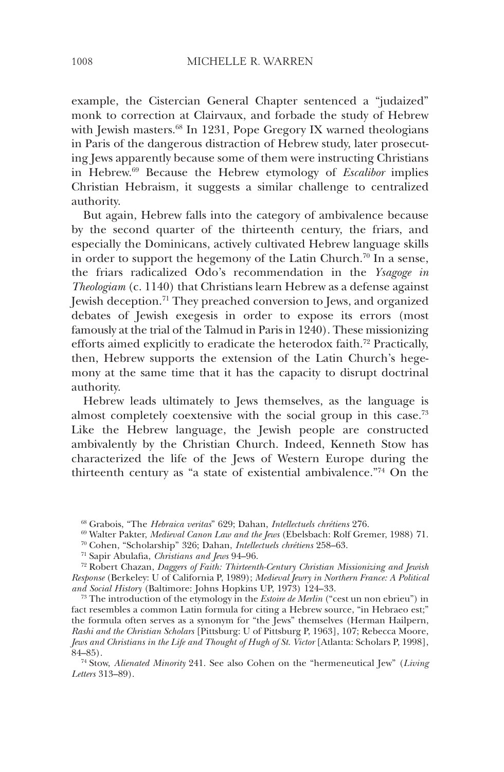example, the Cistercian General Chapter sentenced a "judaized" monk to correction at Clairvaux, and forbade the study of Hebrew with Jewish masters.[68] In 1231, Pope Gregory IX warned theologians in Paris of the dangerous distraction of Hebrew study, later prosecuting Jews apparently because some of them were instructing Christians in Hebrew.[69] Because the Hebrew etymology of *Escalibor* implies Christian Hebraism, it suggests a similar challenge to centralized authority.

But again, Hebrew falls into the category of ambivalence because by the second quarter of the thirteenth century, the friars, and especially the Dominicans, actively cultivated Hebrew language skills in order to support the hegemony of the Latin Church.[70] In a sense, the friars radicalized Odo's recommendation in the *Ysagoge in Theologiam* (c. 1140) that Christians learn Hebrew as a defense against Jewish deception.[71] They preached conversion to Jews, and organized debates of Jewish exegesis in order to expose its errors (most famously at the trial of the Talmud in Paris in 1240). These missionizing efforts aimed explicitly to eradicate the heterodox faith.[72] Practically, then, Hebrew supports the extension of the Latin Church's hegemony at the same time that it has the capacity to disrupt doctrinal authority.

Hebrew leads ultimately to Jews themselves, as the language is almost completely coextensive with the social group in this case.[73] Like the Hebrew language, the Jewish people are constructed ambivalently by the Christian Church. Indeed, Kenneth Stow has characterized the life of the Jews of Western Europe during the thirteenth century as "a state of existential ambivalence."[74] On the

---

[68] Grabois, "The *Hebraica veritas*" 629; Dahan, *Intellectuels chrétiens* 276.

[69] Walter Pakter, *Medieval Canon Law and the Jews* (Ebelsbach: Rolf Gremer, 1988) 71.

[70] Cohen, "Scholarship" 326; Dahan, *Intellectuels chrétiens* 258–63.

[71] Sapir Abulafia, *Christians and Jews* 94–96.

[72] Robert Chazan, *Daggers of Faith: Thirteenth-Century Christian Missionizing and Jewish Response* (Berkeley: U of California P, 1989); *Medieval Jewry in Northern France: A Political and Social History* (Baltimore: Johns Hopkins UP, 1973) 124–33.

[73] The introduction of the etymology in the *Estoire de Merlin* ("cest un non ebrieu") in fact resembles a common Latin formula for citing a Hebrew source, "in Hebraeo est;" the formula often serves as a synonym for "the Jews" themselves (Herman Hailpern, *Rashi and the Christian Scholars* [Pittsburg: U of Pittsburg P, 1963], 107; Rebecca Moore, *Jews and Christians in the Life and Thought of Hugh of St. Victor* [Atlanta: Scholars P, 1998], 84–85).

[74] Stow, *Alienated Minority* 241. See also Cohen on the "hermeneutical Jew" (*Living Letters* 313–89).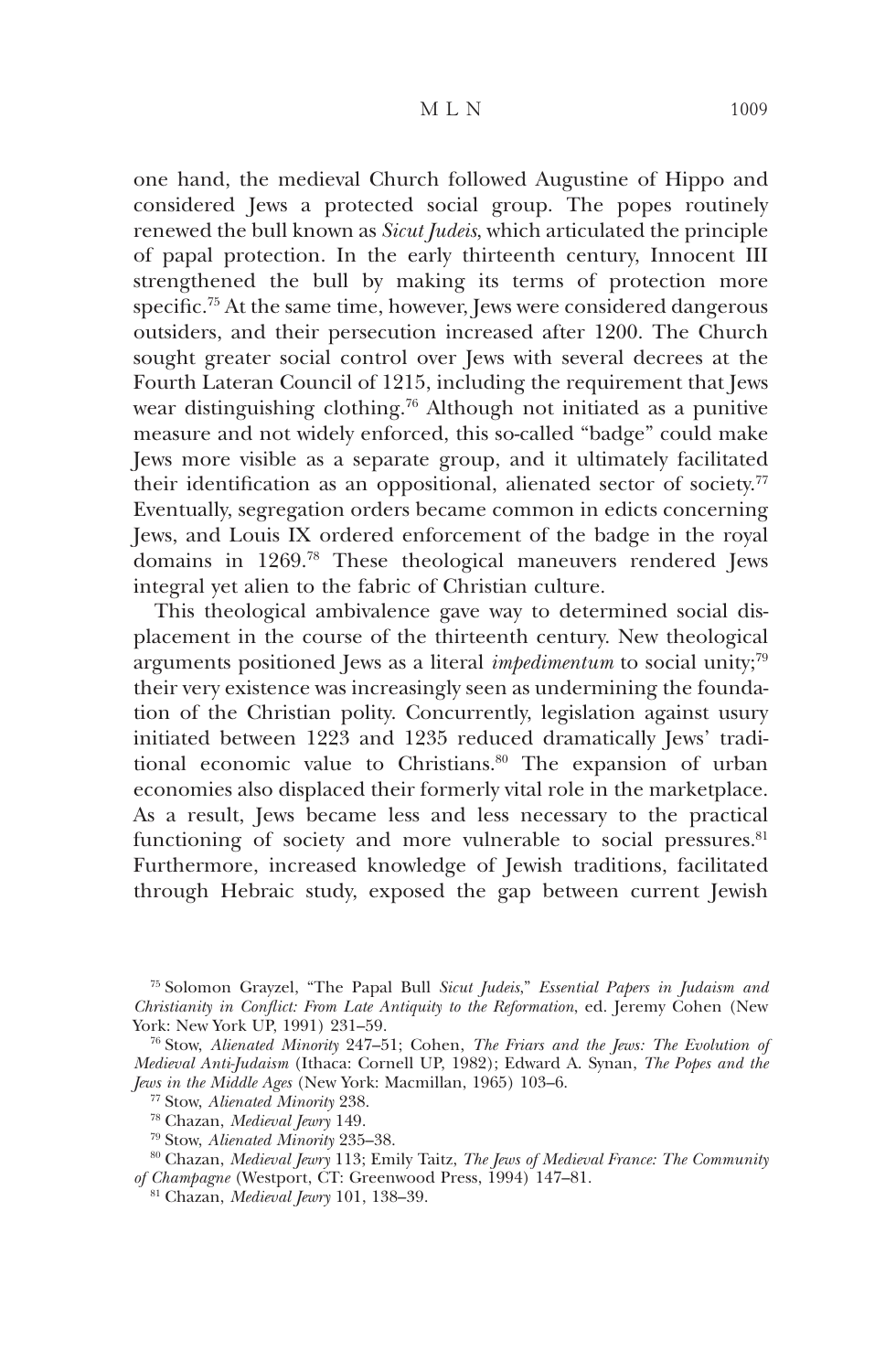one hand, the medieval Church followed Augustine of Hippo and considered Jews a protected social group. The popes routinely renewed the bull known as *Sicut Judeis*, which articulated the principle of papal protection. In the early thirteenth century, Innocent III strengthened the bull by making its terms of protection more specific.[75] At the same time, however, Jews were considered dangerous outsiders, and their persecution increased after 1200. The Church sought greater social control over Jews with several decrees at the Fourth Lateran Council of 1215, including the requirement that Jews wear distinguishing clothing.[76] Although not initiated as a punitive measure and not widely enforced, this so-called "badge" could make Jews more visible as a separate group, and it ultimately facilitated their identification as an oppositional, alienated sector of society.[77] Eventually, segregation orders became common in edicts concerning Jews, and Louis IX ordered enforcement of the badge in the royal domains in 1269.[78] These theological maneuvers rendered Jews integral yet alien to the fabric of Christian culture.

This theological ambivalence gave way to determined social displacement in the course of the thirteenth century. New theological arguments positioned Jews as a literal *impedimentum* to social unity;[79] their very existence was increasingly seen as undermining the foundation of the Christian polity. Concurrently, legislation against usury initiated between 1223 and 1235 reduced dramatically Jews' traditional economic value to Christians.[80] The expansion of urban economies also displaced their formerly vital role in the marketplace. As a result, Jews became less and less necessary to the practical functioning of society and more vulnerable to social pressures.[81] Furthermore, increased knowledge of Jewish traditions, facilitated through Hebraic study, exposed the gap between current Jewish

---

[75] Solomon Grayzel, "The Papal Bull *Sicut Judeis*," *Essential Papers in Judaism and Christianity in Conflict: From Late Antiquity to the Reformation*, ed. Jeremy Cohen (New York: New York UP, 1991) 231–59.

[76] Stow, *Alienated Minority* 247–51; Cohen, *The Friars and the Jews: The Evolution of Medieval Anti-Judaism* (Ithaca: Cornell UP, 1982); Edward A. Synan, *The Popes and the Jews in the Middle Ages* (New York: Macmillan, 1965) 103–6.

[77] Stow, *Alienated Minority* 238.

[78] Chazan, *Medieval Jewry* 149.

[79] Stow, *Alienated Minority* 235–38.

[80] Chazan, *Medieval Jewry* 113; Emily Taitz, *The Jews of Medieval France: The Community of Champagne* (Westport, CT: Greenwood Press, 1994) 147–81.

[81] Chazan, *Medieval Jewry* 101, 138–39.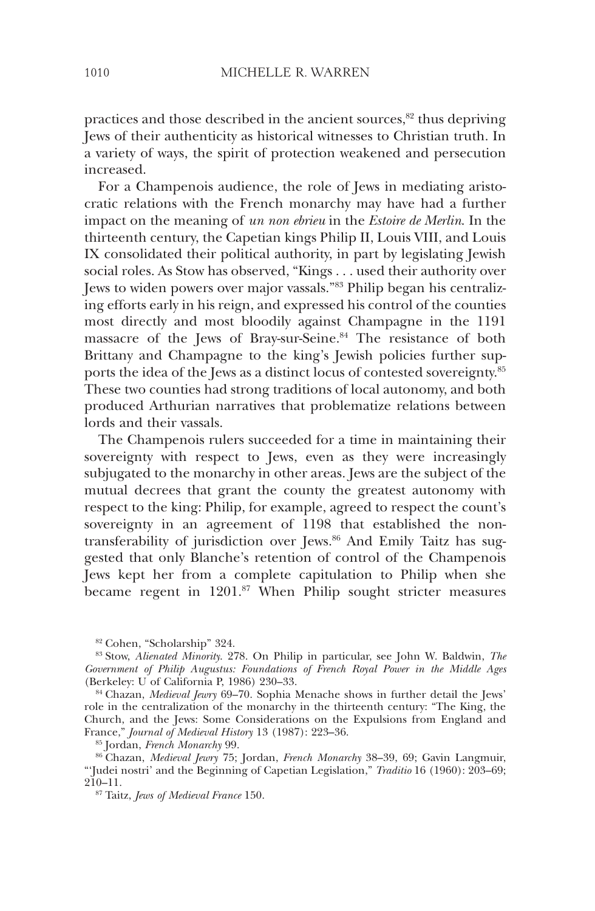practices and those described in the ancient sources,[82] thus depriving Jews of their authenticity as historical witnesses to Christian truth. In a variety of ways, the spirit of protection weakened and persecution increased.

For a Champenois audience, the role of Jews in mediating aristocratic relations with the French monarchy may have had a further impact on the meaning of *un non ebrieu* in the *Estoire de Merlin*. In the thirteenth century, the Capetian kings Philip II, Louis VIII, and Louis IX consolidated their political authority, in part by legislating Jewish social roles. As Stow has observed, "Kings . . . used their authority over Jews to widen powers over major vassals."[83] Philip began his centralizing efforts early in his reign, and expressed his control of the counties most directly and most bloodily against Champagne in the 1191 massacre of the Jews of Bray-sur-Seine.[84] The resistance of both Brittany and Champagne to the king's Jewish policies further supports the idea of the Jews as a distinct locus of contested sovereignty.[85] These two counties had strong traditions of local autonomy, and both produced Arthurian narratives that problematize relations between lords and their vassals.

The Champenois rulers succeeded for a time in maintaining their sovereignty with respect to Jews, even as they were increasingly subjugated to the monarchy in other areas. Jews are the subject of the mutual decrees that grant the county the greatest autonomy with respect to the king: Philip, for example, agreed to respect the count's sovereignty in an agreement of 1198 that established the non-transferability of jurisdiction over Jews.[86] And Emily Taitz has suggested that only Blanche's retention of control of the Champenois Jews kept her from a complete capitulation to Philip when she became regent in 1201.[87] When Philip sought stricter measures

[82] Cohen, "Scholarship" 324.

[83] Stow, *Alienated Minority*. 278. On Philip in particular, see John W. Baldwin, *The Government of Philip Augustus: Foundations of French Royal Power in the Middle Ages* (Berkeley: U of California P, 1986) 230–33.

[84] Chazan, *Medieval Jewry* 69–70. Sophia Menache shows in further detail the Jews' role in the centralization of the monarchy in the thirteenth century: "The King, the Church, and the Jews: Some Considerations on the Expulsions from England and France," *Journal of Medieval History* 13 (1987): 223–36.

[85] Jordan, *French Monarchy* 99.

[86] Chazan, *Medieval Jewry* 75; Jordan, *French Monarchy* 38–39, 69; Gavin Langmuir, "'Judei nostri' and the Beginning of Capetian Legislation," *Traditio* 16 (1960): 203–69; 210–11.

[87] Taitz, *Jews of Medieval France* 150.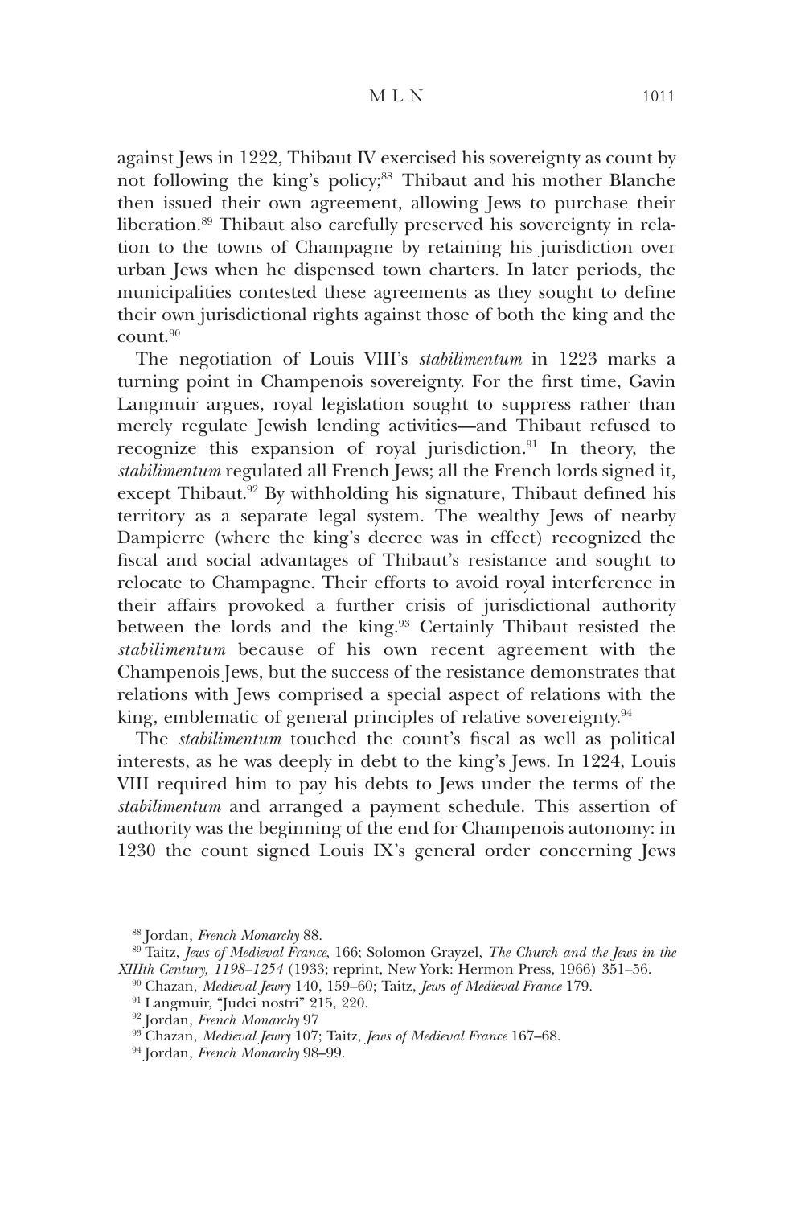against Jews in 1222, Thibaut IV exercised his sovereignty as count by not following the king's policy;[88] Thibaut and his mother Blanche then issued their own agreement, allowing Jews to purchase their liberation.[89] Thibaut also carefully preserved his sovereignty in relation to the towns of Champagne by retaining his jurisdiction over urban Jews when he dispensed town charters. In later periods, the municipalities contested these agreements as they sought to define their own jurisdictional rights against those of both the king and the count.[90]

The negotiation of Louis VIII's *stabilimentum* in 1223 marks a turning point in Champenois sovereignty. For the first time, Gavin Langmuir argues, royal legislation sought to suppress rather than merely regulate Jewish lending activities—and Thibaut refused to recognize this expansion of royal jurisdiction.[91] In theory, the *stabilimentum* regulated all French Jews; all the French lords signed it, except Thibaut.[92] By withholding his signature, Thibaut defined his territory as a separate legal system. The wealthy Jews of nearby Dampierre (where the king's decree was in effect) recognized the fiscal and social advantages of Thibaut's resistance and sought to relocate to Champagne. Their efforts to avoid royal interference in their affairs provoked a further crisis of jurisdictional authority between the lords and the king.[93] Certainly Thibaut resisted the *stabilimentum* because of his own recent agreement with the Champenois Jews, but the success of the resistance demonstrates that relations with Jews comprised a special aspect of relations with the king, emblematic of general principles of relative sovereignty.[94]

The *stabilimentum* touched the count's fiscal as well as political interests, as he was deeply in debt to the king's Jews. In 1224, Louis VIII required him to pay his debts to Jews under the terms of the *stabilimentum* and arranged a payment schedule. This assertion of authority was the beginning of the end for Champenois autonomy: in 1230 the count signed Louis IX's general order concerning Jews

[88] Jordan, *French Monarchy* 88.

[89] Taitz, *Jews of Medieval France*, 166; Solomon Grayzel, *The Church and the Jews in the XIIIth Century, 1198–1254* (1933; reprint, New York: Hermon Press, 1966) 351–56.

[90] Chazan, *Medieval Jewry* 140, 159–60; Taitz, *Jews of Medieval France* 179.

[91] Langmuir, "Judei nostri" 215, 220.

[92] Jordan, *French Monarchy* 97

[93] Chazan, *Medieval Jewry* 107; Taitz, *Jews of Medieval France* 167–68.

[94] Jordan, *French Monarchy* 98–99.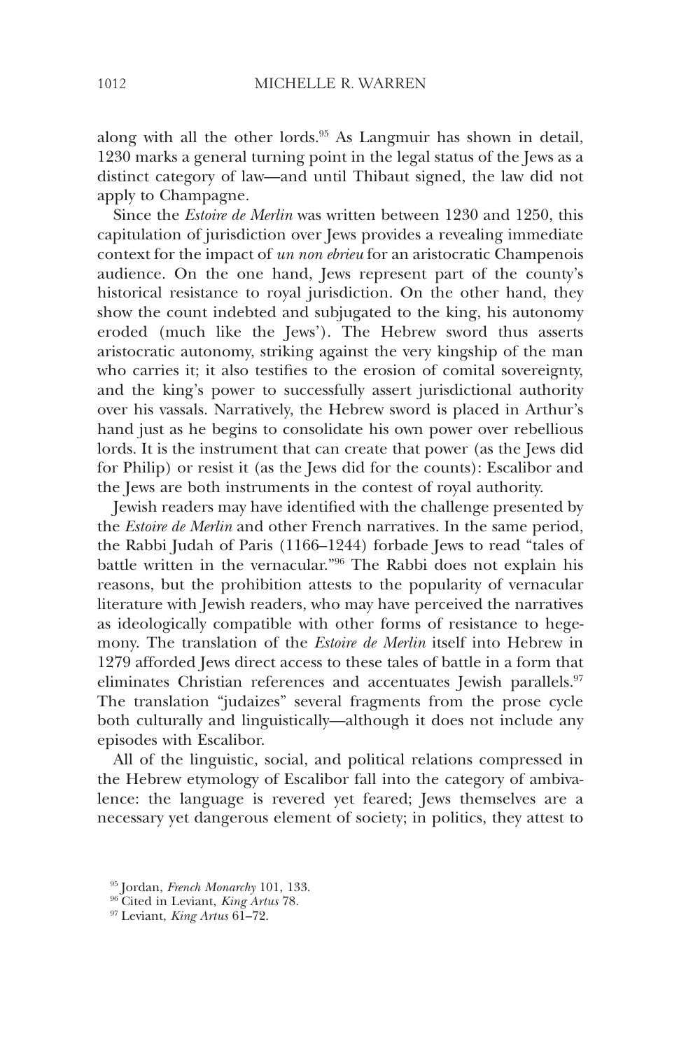along with all the other lords.[95] As Langmuir has shown in detail, 1230 marks a general turning point in the legal status of the Jews as a distinct category of law—and until Thibaut signed, the law did not apply to Champagne.

Since the *Estoire de Merlin* was written between 1230 and 1250, this capitulation of jurisdiction over Jews provides a revealing immediate context for the impact of *un non ebrieu* for an aristocratic Champenois audience. On the one hand, Jews represent part of the county's historical resistance to royal jurisdiction. On the other hand, they show the count indebted and subjugated to the king, his autonomy eroded (much like the Jews'). The Hebrew sword thus asserts aristocratic autonomy, striking against the very kingship of the man who carries it; it also testifies to the erosion of comital sovereignty, and the king's power to successfully assert jurisdictional authority over his vassals. Narratively, the Hebrew sword is placed in Arthur's hand just as he begins to consolidate his own power over rebellious lords. It is the instrument that can create that power (as the Jews did for Philip) or resist it (as the Jews did for the counts): Escalibor and the Jews are both instruments in the contest of royal authority.

Jewish readers may have identified with the challenge presented by the *Estoire de Merlin* and other French narratives. In the same period, the Rabbi Judah of Paris (1166–1244) forbade Jews to read "tales of battle written in the vernacular."[96] The Rabbi does not explain his reasons, but the prohibition attests to the popularity of vernacular literature with Jewish readers, who may have perceived the narratives as ideologically compatible with other forms of resistance to hegemony. The translation of the *Estoire de Merlin* itself into Hebrew in 1279 afforded Jews direct access to these tales of battle in a form that eliminates Christian references and accentuates Jewish parallels.[97] The translation "judaizes" several fragments from the prose cycle both culturally and linguistically—although it does not include any episodes with Escalibor.

All of the linguistic, social, and political relations compressed in the Hebrew etymology of Escalibor fall into the category of ambivalence: the language is revered yet feared; Jews themselves are a necessary yet dangerous element of society; in politics, they attest to

[95] Jordan, *French Monarchy* 101, 133.

[96] Cited in Leviant, *King Artus* 78.

[97] Leviant, *King Artus* 61–72.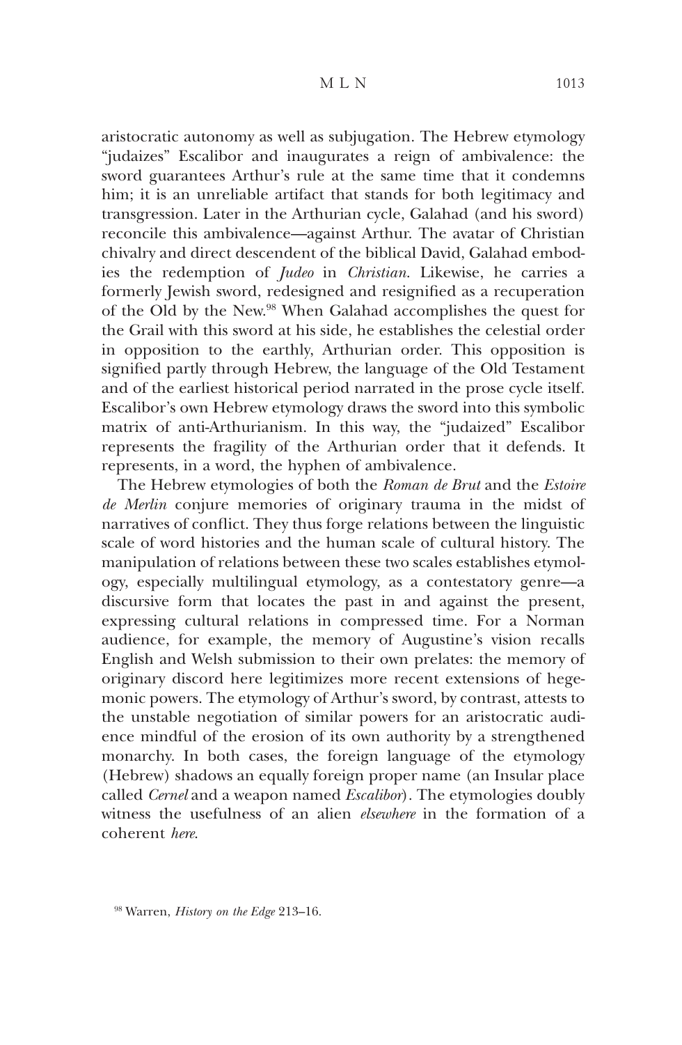aristocratic autonomy as well as subjugation. The Hebrew etymology "judaizes" Escalibor and inaugurates a reign of ambivalence: the sword guarantees Arthur's rule at the same time that it condemns him; it is an unreliable artifact that stands for both legitimacy and transgression. Later in the Arthurian cycle, Galahad (and his sword) reconcile this ambivalence—against Arthur. The avatar of Christian chivalry and direct descendent of the biblical David, Galahad embodies the redemption of *Judeo* in *Christian*. Likewise, he carries a formerly Jewish sword, redesigned and resignified as a recuperation of the Old by the New.[98] When Galahad accomplishes the quest for the Grail with this sword at his side, he establishes the celestial order in opposition to the earthly, Arthurian order. This opposition is signified partly through Hebrew, the language of the Old Testament and of the earliest historical period narrated in the prose cycle itself. Escalibor's own Hebrew etymology draws the sword into this symbolic matrix of anti-Arthurianism. In this way, the "judaized" Escalibor represents the fragility of the Arthurian order that it defends. It represents, in a word, the hyphen of ambivalence.

The Hebrew etymologies of both the *Roman de Brut* and the *Estoire de Merlin* conjure memories of originary trauma in the midst of narratives of conflict. They thus forge relations between the linguistic scale of word histories and the human scale of cultural history. The manipulation of relations between these two scales establishes etymology, especially multilingual etymology, as a contestatory genre—a discursive form that locates the past in and against the present, expressing cultural relations in compressed time. For a Norman audience, for example, the memory of Augustine's vision recalls English and Welsh submission to their own prelates: the memory of originary discord here legitimizes more recent extensions of hegemonic powers. The etymology of Arthur's sword, by contrast, attests to the unstable negotiation of similar powers for an aristocratic audience mindful of the erosion of its own authority by a strengthened monarchy. In both cases, the foreign language of the etymology (Hebrew) shadows an equally foreign proper name (an Insular place called *Cernel* and a weapon named *Escalibor*). The etymologies doubly witness the usefulness of an alien *elsewhere* in the formation of a coherent *here*.

[98] Warren, *History on the Edge* 213–16.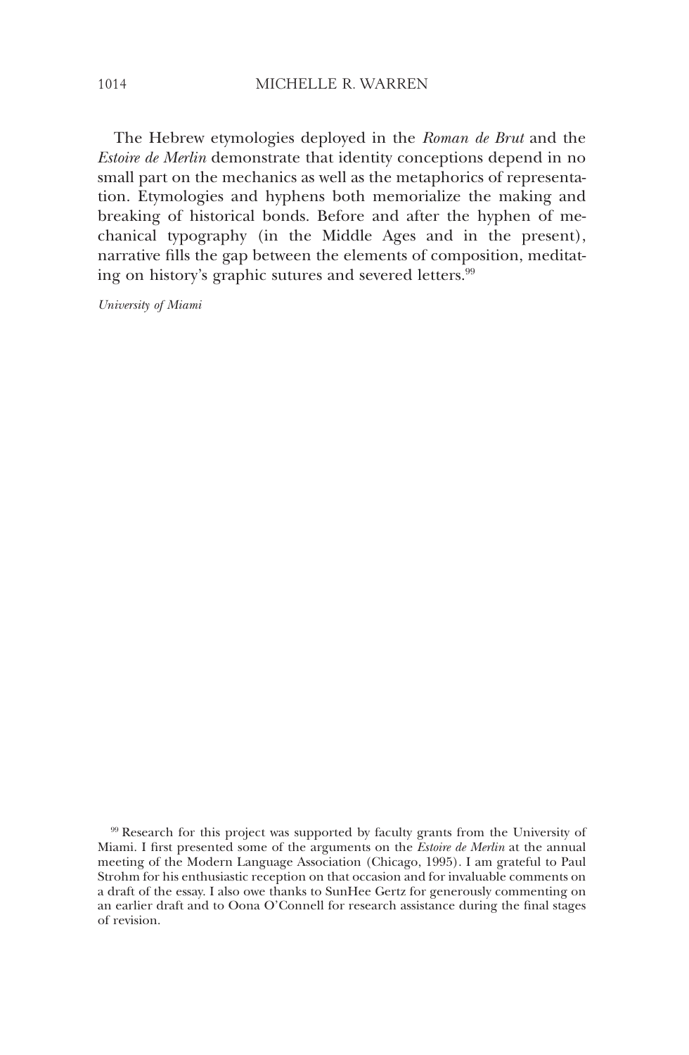The Hebrew etymologies deployed in the *Roman de Brut* and the *Estoire de Merlin* demonstrate that identity conceptions depend in no small part on the mechanics as well as the metaphorics of representation. Etymologies and hyphens both memorialize the making and breaking of historical bonds. Before and after the hyphen of mechanical typography (in the Middle Ages and in the present), narrative fills the gap between the elements of composition, meditating on history's graphic sutures and severed letters.[99]

*University of Miami*

[99] Research for this project was supported by faculty grants from the University of Miami. I first presented some of the arguments on the *Estoire de Merlin* at the annual meeting of the Modern Language Association (Chicago, 1995). I am grateful to Paul Strohm for his enthusiastic reception on that occasion and for invaluable comments on a draft of the essay. I also owe thanks to SunHee Gertz for generously commenting on an earlier draft and to Oona O'Connell for research assistance during the final stages of revision.